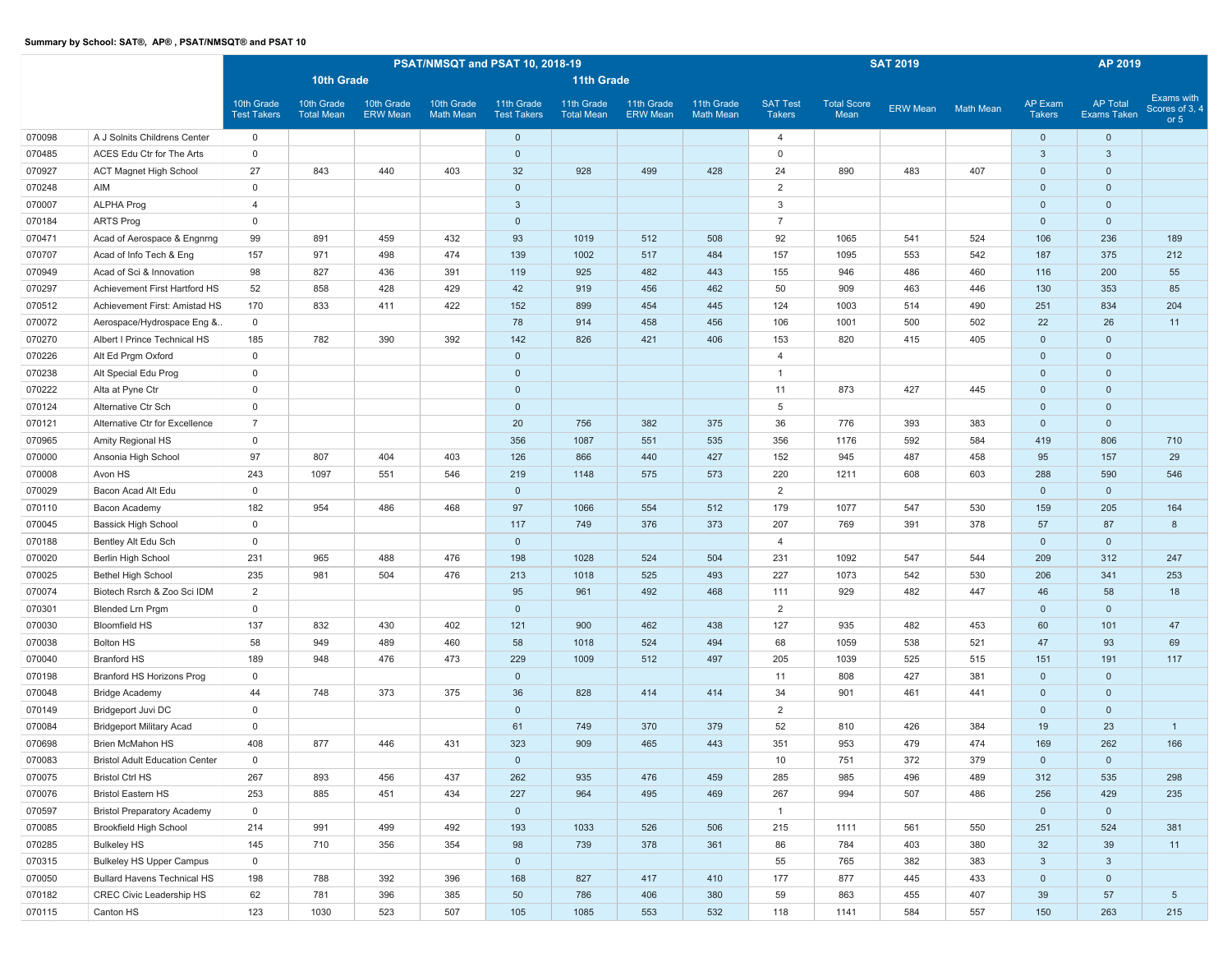**Summary by School: SAT®, AP® , PSAT/NMSQT® and PSAT 10**

| | | PSAT/NMSQT and PSAT 10, 2018-19 | | | | | | | | SAT 2019 | | | | AP 2019 | | |
|---|---|---|---|---|---|---|---|---|---|---|---|---|---|---|---|---|
| | | 10th Grade | | | | 11th Grade | | | | | | | | | | |
| | | 10th Grade Test Takers | 10th Grade Total Mean | 10th Grade ERW Mean | 10th Grade Math Mean | 11th Grade Test Takers | 11th Grade Total Mean | 11th Grade ERW Mean | 11th Grade Math Mean | SAT Test Takers | Total Score Mean | ERW Mean | Math Mean | AP Exam Takers | AP Total Exams Taken | Exams with Scores of 3, 4 or 5 |
| 070098 | A J Solnits Childrens Center | 0 | | | | 0 | | | | 4 | | | | 0 | 0 | |
| 070485 | ACES Edu Ctr for The Arts | 0 | | | | 0 | | | | 0 | | | | 3 | 3 | |
| 070927 | ACT Magnet High School | 27 | 843 | 440 | 403 | 32 | 928 | 499 | 428 | 24 | 890 | 483 | 407 | 0 | 0 | |
| 070248 | AIM | 0 | | | | 0 | | | | 2 | | | | 0 | 0 | |
| 070007 | ALPHA Prog | 4 | | | | 3 | | | | 3 | | | | 0 | 0 | |
| 070184 | ARTS Prog | 0 | | | | 0 | | | | 7 | | | | 0 | 0 | |
| 070471 | Acad of Aerospace & Engnrng | 99 | 891 | 459 | 432 | 93 | 1019 | 512 | 508 | 92 | 1065 | 541 | 524 | 106 | 236 | 189 |
| 070707 | Acad of Info Tech & Eng | 157 | 971 | 498 | 474 | 139 | 1002 | 517 | 484 | 157 | 1095 | 553 | 542 | 187 | 375 | 212 |
| 070949 | Acad of Sci & Innovation | 98 | 827 | 436 | 391 | 119 | 925 | 482 | 443 | 155 | 946 | 486 | 460 | 116 | 200 | 55 |
| 070297 | Achievement First Hartford HS | 52 | 858 | 428 | 429 | 42 | 919 | 456 | 462 | 50 | 909 | 463 | 446 | 130 | 353 | 85 |
| 070512 | Achievement First: Amistad HS | 170 | 833 | 411 | 422 | 152 | 899 | 454 | 445 | 124 | 1003 | 514 | 490 | 251 | 834 | 204 |
| 070072 | Aerospace/Hydrospace Eng &.. | 0 | | | | 78 | 914 | 458 | 456 | 106 | 1001 | 500 | 502 | 22 | 26 | 11 |
| 070270 | Albert I Prince Technical HS | 185 | 782 | 390 | 392 | 142 | 826 | 421 | 406 | 153 | 820 | 415 | 405 | 0 | 0 | |
| 070226 | Alt Ed Prgm Oxford | 0 | | | | 0 | | | | 4 | | | | 0 | 0 | |
| 070238 | Alt Special Edu Prog | 0 | | | | 0 | | | | 1 | | | | 0 | 0 | |
| 070222 | Alta at Pyne Ctr | 0 | | | | 0 | | | | 11 | 873 | 427 | 445 | 0 | 0 | |
| 070124 | Alternative Ctr Sch | 0 | | | | 0 | | | | 5 | | | | 0 | 0 | |
| 070121 | Alternative Ctr for Excellence | 7 | | | | 20 | 756 | 382 | 375 | 36 | 776 | 393 | 383 | 0 | 0 | |
| 070965 | Amity Regional HS | 0 | | | | 356 | 1087 | 551 | 535 | 356 | 1176 | 592 | 584 | 419 | 806 | 710 |
| 070000 | Ansonia High School | 97 | 807 | 404 | 403 | 126 | 866 | 440 | 427 | 152 | 945 | 487 | 458 | 95 | 157 | 29 |
| 070008 | Avon HS | 243 | 1097 | 551 | 546 | 219 | 1148 | 575 | 573 | 220 | 1211 | 608 | 603 | 288 | 590 | 546 |
| 070029 | Bacon Acad Alt Edu | 0 | | | | 0 | | | | 2 | | | | 0 | 0 | |
| 070110 | Bacon Academy | 182 | 954 | 486 | 468 | 97 | 1066 | 554 | 512 | 179 | 1077 | 547 | 530 | 159 | 205 | 164 |
| 070045 | Bassick High School | 0 | | | | 117 | 749 | 376 | 373 | 207 | 769 | 391 | 378 | 57 | 87 | 8 |
| 070188 | Bentley Alt Edu Sch | 0 | | | | 0 | | | | 4 | | | | 0 | 0 | |
| 070020 | Berlin High School | 231 | 965 | 488 | 476 | 198 | 1028 | 524 | 504 | 231 | 1092 | 547 | 544 | 209 | 312 | 247 |
| 070025 | Bethel High School | 235 | 981 | 504 | 476 | 213 | 1018 | 525 | 493 | 227 | 1073 | 542 | 530 | 206 | 341 | 253 |
| 070074 | Biotech Rsrch & Zoo Sci IDM | 2 | | | | 95 | 961 | 492 | 468 | 111 | 929 | 482 | 447 | 46 | 58 | 18 |
| 070301 | Blended Lrn Prgm | 0 | | | | 0 | | | | 2 | | | | 0 | 0 | |
| 070030 | Bloomfield HS | 137 | 832 | 430 | 402 | 121 | 900 | 462 | 438 | 127 | 935 | 482 | 453 | 60 | 101 | 47 |
| 070038 | Bolton HS | 58 | 949 | 489 | 460 | 58 | 1018 | 524 | 494 | 68 | 1059 | 538 | 521 | 47 | 93 | 69 |
| 070040 | Branford HS | 189 | 948 | 476 | 473 | 229 | 1009 | 512 | 497 | 205 | 1039 | 525 | 515 | 151 | 191 | 117 |
| 070198 | Branford HS Horizons Prog | 0 | | | | 0 | | | | 11 | 808 | 427 | 381 | 0 | 0 | |
| 070048 | Bridge Academy | 44 | 748 | 373 | 375 | 36 | 828 | 414 | 414 | 34 | 901 | 461 | 441 | 0 | 0 | |
| 070149 | Bridgeport Juvi DC | 0 | | | | 0 | | | | 2 | | | | 0 | 0 | |
| 070084 | Bridgeport Military Acad | 0 | | | | 61 | 749 | 370 | 379 | 52 | 810 | 426 | 384 | 19 | 23 | 1 |
| 070698 | Brien McMahon HS | 408 | 877 | 446 | 431 | 323 | 909 | 465 | 443 | 351 | 953 | 479 | 474 | 169 | 262 | 166 |
| 070083 | Bristol Adult Education Center | 0 | | | | 0 | | | | 10 | 751 | 372 | 379 | 0 | 0 | |
| 070075 | Bristol Ctrl HS | 267 | 893 | 456 | 437 | 262 | 935 | 476 | 459 | 285 | 985 | 496 | 489 | 312 | 535 | 298 |
| 070076 | Bristol Eastern HS | 253 | 885 | 451 | 434 | 227 | 964 | 495 | 469 | 267 | 994 | 507 | 486 | 256 | 429 | 235 |
| 070597 | Bristol Preparatory Academy | 0 | | | | 0 | | | | 1 | | | | 0 | 0 | |
| 070085 | Brookfield High School | 214 | 991 | 499 | 492 | 193 | 1033 | 526 | 506 | 215 | 1111 | 561 | 550 | 251 | 524 | 381 |
| 070285 | Bulkeley HS | 145 | 710 | 356 | 354 | 98 | 739 | 378 | 361 | 86 | 784 | 403 | 380 | 32 | 39 | 11 |
| 070315 | Bulkeley HS Upper Campus | 0 | | | | 0 | | | | 55 | 765 | 382 | 383 | 3 | 3 | |
| 070050 | Bullard Havens Technical HS | 198 | 788 | 392 | 396 | 168 | 827 | 417 | 410 | 177 | 877 | 445 | 433 | 0 | 0 | |
| 070182 | CREC Civic Leadership HS | 62 | 781 | 396 | 385 | 50 | 786 | 406 | 380 | 59 | 863 | 455 | 407 | 39 | 57 | 5 |
| 070115 | Canton HS | 123 | 1030 | 523 | 507 | 105 | 1085 | 553 | 532 | 118 | 1141 | 584 | 557 | 150 | 263 | 215 |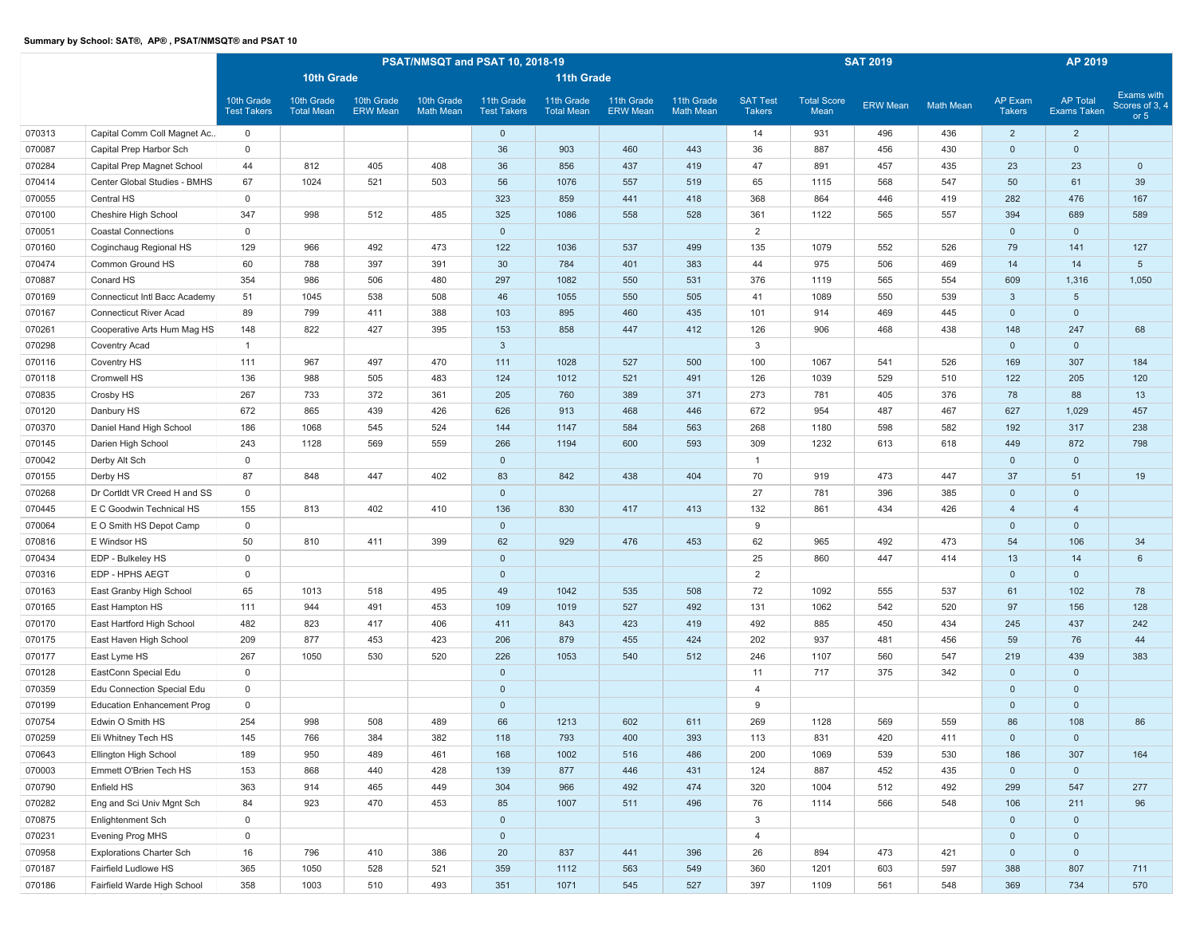**Summary by School: SAT®, AP® , PSAT/NMSQT® and PSAT 10**

| | | PSAT/NMSQT and PSAT 10, 2018-19 | | | | | | | | SAT 2019 | | | | AP 2019 | | |
|---|---|---|---|---|---|---|---|---|---|---|---|---|---|---|---|---|
| | | 10th Grade | | | | 11th Grade | | | | | | | | | | |
| | | 10th Grade Test Takers | 10th Grade Total Mean | 10th Grade ERW Mean | 10th Grade Math Mean | 11th Grade Test Takers | 11th Grade Total Mean | 11th Grade ERW Mean | 11th Grade Math Mean | SAT Test Takers | Total Score Mean | ERW Mean | Math Mean | AP Exam Takers | AP Total Exams Taken | Exams with Scores of 3, 4 or 5 |
| 070313 | Capital Comm Coll Magnet Ac.. | 0 | | | | 0 | | | | 14 | 931 | 496 | 436 | 2 | 2 | |
| 070087 | Capital Prep Harbor Sch | 0 | | | | 36 | 903 | 460 | 443 | 36 | 887 | 456 | 430 | 0 | 0 | |
| 070284 | Capital Prep Magnet School | 44 | 812 | 405 | 408 | 36 | 856 | 437 | 419 | 47 | 891 | 457 | 435 | 23 | 23 | 0 |
| 070414 | Center Global Studies - BMHS | 67 | 1024 | 521 | 503 | 56 | 1076 | 557 | 519 | 65 | 1115 | 568 | 547 | 50 | 61 | 39 |
| 070055 | Central HS | 0 | | | | 323 | 859 | 441 | 418 | 368 | 864 | 446 | 419 | 282 | 476 | 167 |
| 070100 | Cheshire High School | 347 | 998 | 512 | 485 | 325 | 1086 | 558 | 528 | 361 | 1122 | 565 | 557 | 394 | 689 | 589 |
| 070051 | Coastal Connections | 0 | | | | 0 | | | | 2 | | | | 0 | 0 | |
| 070160 | Coginchaug Regional HS | 129 | 966 | 492 | 473 | 122 | 1036 | 537 | 499 | 135 | 1079 | 552 | 526 | 79 | 141 | 127 |
| 070474 | Common Ground HS | 60 | 788 | 397 | 391 | 30 | 784 | 401 | 383 | 44 | 975 | 506 | 469 | 14 | 14 | 5 |
| 070887 | Conard HS | 354 | 986 | 506 | 480 | 297 | 1082 | 550 | 531 | 376 | 1119 | 565 | 554 | 609 | 1,316 | 1,050 |
| 070169 | Connecticut Intl Bacc Academy | 51 | 1045 | 538 | 508 | 46 | 1055 | 550 | 505 | 41 | 1089 | 550 | 539 | 3 | 5 | |
| 070167 | Connecticut River Acad | 89 | 799 | 411 | 388 | 103 | 895 | 460 | 435 | 101 | 914 | 469 | 445 | 0 | 0 | |
| 070261 | Cooperative Arts Hum Mag HS | 148 | 822 | 427 | 395 | 153 | 858 | 447 | 412 | 126 | 906 | 468 | 438 | 148 | 247 | 68 |
| 070298 | Coventry Acad | 1 | | | | 3 | | | | 3 | | | | 0 | 0 | |
| 070116 | Coventry HS | 111 | 967 | 497 | 470 | 111 | 1028 | 527 | 500 | 100 | 1067 | 541 | 526 | 169 | 307 | 184 |
| 070118 | Cromwell HS | 136 | 988 | 505 | 483 | 124 | 1012 | 521 | 491 | 126 | 1039 | 529 | 510 | 122 | 205 | 120 |
| 070835 | Crosby HS | 267 | 733 | 372 | 361 | 205 | 760 | 389 | 371 | 273 | 781 | 405 | 376 | 78 | 88 | 13 |
| 070120 | Danbury HS | 672 | 865 | 439 | 426 | 626 | 913 | 468 | 446 | 672 | 954 | 487 | 467 | 627 | 1,029 | 457 |
| 070370 | Daniel Hand High School | 186 | 1068 | 545 | 524 | 144 | 1147 | 584 | 563 | 268 | 1180 | 598 | 582 | 192 | 317 | 238 |
| 070145 | Darien High School | 243 | 1128 | 569 | 559 | 266 | 1194 | 600 | 593 | 309 | 1232 | 613 | 618 | 449 | 872 | 798 |
| 070042 | Derby Alt Sch | 0 | | | | 0 | | | | 1 | | | | 0 | 0 | |
| 070155 | Derby HS | 87 | 848 | 447 | 402 | 83 | 842 | 438 | 404 | 70 | 919 | 473 | 447 | 37 | 51 | 19 |
| 070268 | Dr Cortldt VR Creed H and SS | 0 | | | | 0 | | | | 27 | 781 | 396 | 385 | 0 | 0 | |
| 070445 | E C Goodwin Technical HS | 155 | 813 | 402 | 410 | 136 | 830 | 417 | 413 | 132 | 861 | 434 | 426 | 4 | 4 | |
| 070064 | E O Smith HS Depot Camp | 0 | | | | 0 | | | | 9 | | | | 0 | 0 | |
| 070816 | E Windsor HS | 50 | 810 | 411 | 399 | 62 | 929 | 476 | 453 | 62 | 965 | 492 | 473 | 54 | 106 | 34 |
| 070434 | EDP - Bulkeley HS | 0 | | | | 0 | | | | 25 | 860 | 447 | 414 | 13 | 14 | 6 |
| 070316 | EDP - HPHS AEGT | 0 | | | | 0 | | | | 2 | | | | 0 | 0 | |
| 070163 | East Granby High School | 65 | 1013 | 518 | 495 | 49 | 1042 | 535 | 508 | 72 | 1092 | 555 | 537 | 61 | 102 | 78 |
| 070165 | East Hampton HS | 111 | 944 | 491 | 453 | 109 | 1019 | 527 | 492 | 131 | 1062 | 542 | 520 | 97 | 156 | 128 |
| 070170 | East Hartford High School | 482 | 823 | 417 | 406 | 411 | 843 | 423 | 419 | 492 | 885 | 450 | 434 | 245 | 437 | 242 |
| 070175 | East Haven High School | 209 | 877 | 453 | 423 | 206 | 879 | 455 | 424 | 202 | 937 | 481 | 456 | 59 | 76 | 44 |
| 070177 | East Lyme HS | 267 | 1050 | 530 | 520 | 226 | 1053 | 540 | 512 | 246 | 1107 | 560 | 547 | 219 | 439 | 383 |
| 070128 | EastConn Special Edu | 0 | | | | 0 | | | | 11 | 717 | 375 | 342 | 0 | 0 | |
| 070359 | Edu Connection Special Edu | 0 | | | | 0 | | | | 4 | | | | 0 | 0 | |
| 070199 | Education Enhancement Prog | 0 | | | | 0 | | | | 9 | | | | 0 | 0 | |
| 070754 | Edwin O Smith HS | 254 | 998 | 508 | 489 | 66 | 1213 | 602 | 611 | 269 | 1128 | 569 | 559 | 86 | 108 | 86 |
| 070259 | Eli Whitney Tech HS | 145 | 766 | 384 | 382 | 118 | 793 | 400 | 393 | 113 | 831 | 420 | 411 | 0 | 0 | |
| 070643 | Ellington High School | 189 | 950 | 489 | 461 | 168 | 1002 | 516 | 486 | 200 | 1069 | 539 | 530 | 186 | 307 | 164 |
| 070003 | Emmett O'Brien Tech HS | 153 | 868 | 440 | 428 | 139 | 877 | 446 | 431 | 124 | 887 | 452 | 435 | 0 | 0 | |
| 070790 | Enfield HS | 363 | 914 | 465 | 449 | 304 | 966 | 492 | 474 | 320 | 1004 | 512 | 492 | 299 | 547 | 277 |
| 070282 | Eng and Sci Univ Mgnt Sch | 84 | 923 | 470 | 453 | 85 | 1007 | 511 | 496 | 76 | 1114 | 566 | 548 | 106 | 211 | 96 |
| 070875 | Enlightenment Sch | 0 | | | | 0 | | | | 3 | | | | 0 | 0 | |
| 070231 | Evening Prog MHS | 0 | | | | 0 | | | | 4 | | | | 0 | 0 | |
| 070958 | Explorations Charter Sch | 16 | 796 | 410 | 386 | 20 | 837 | 441 | 396 | 26 | 894 | 473 | 421 | 0 | 0 | |
| 070187 | Fairfield Ludlowe HS | 365 | 1050 | 528 | 521 | 359 | 1112 | 563 | 549 | 360 | 1201 | 603 | 597 | 388 | 807 | 711 |
| 070186 | Fairfield Warde High School | 358 | 1003 | 510 | 493 | 351 | 1071 | 545 | 527 | 397 | 1109 | 561 | 548 | 369 | 734 | 570 |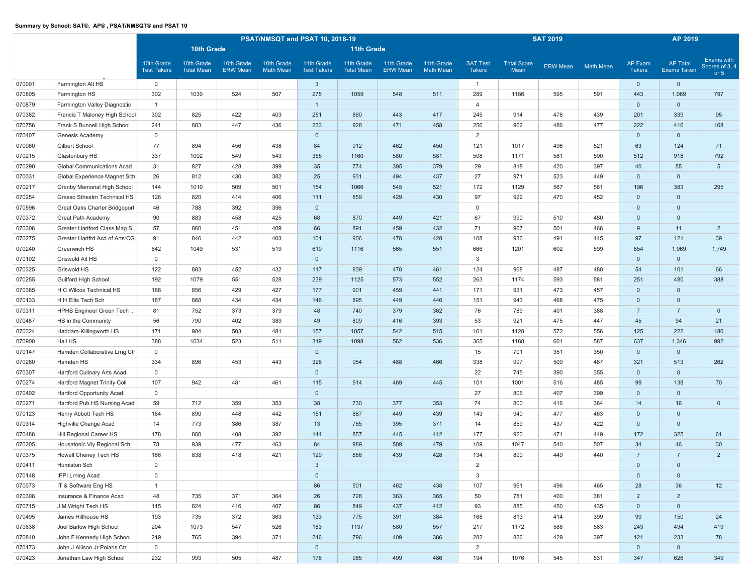**Summary by School: SAT®, AP® , PSAT/NMSQT® and PSAT 10**

| | | PSAT/NMSQT and PSAT 10, 2018-19 | | | | | | | | SAT 2019 | | | | AP 2019 | | |
|---|---|---|---|---|---|---|---|---|---|---|---|---|---|---|---|---|
| | | 10th Grade | | | | 11th Grade | | | | | | | | | | |
| | | 10th Grade Test Takers | 10th Grade Total Mean | 10th Grade ERW Mean | 10th Grade Math Mean | 11th Grade Test Takers | 11th Grade Total Mean | 11th Grade ERW Mean | 11th Grade Math Mean | SAT Test Takers | Total Score Mean | ERW Mean | Math Mean | AP Exam Takers | AP Total Exams Taken | Exams with Scores of 3, 4 or 5 |
| 070001 | Farmington Alt HS | 0 | | | | 3 | | | | 1 | | | | 0 | 0 | |
| 070805 | Farmington HS | 302 | 1030 | 524 | 507 | 275 | 1059 | 548 | 511 | 289 | 1186 | 595 | 591 | 443 | 1,069 | 797 |
| 070879 | Farmington Valley Diagnostic | 1 | | | | 1 | | | | 4 | | | | 0 | 0 | |
| 070382 | Francis T Maloney High School | 302 | 825 | 422 | 403 | 251 | 860 | 443 | 417 | 245 | 914 | 476 | 439 | 201 | 339 | 95 |
| 070756 | Frank S Bunnell High School | 241 | 883 | 447 | 436 | 233 | 928 | 471 | 458 | 256 | 962 | 486 | 477 | 222 | 416 | 168 |
| 070407 | Genesis Academy | 0 | | | | 0 | | | | 2 | | | | 0 | 0 | |
| 070960 | Gilbert School | 77 | 894 | 456 | 438 | 84 | 912 | 462 | 450 | 121 | 1017 | 496 | 521 | 63 | 124 | 71 |
| 070215 | Glastonbury HS | 337 | 1092 | 549 | 543 | 355 | 1160 | 580 | 581 | 508 | 1171 | 581 | 590 | 512 | 918 | 792 |
| 070290 | Global Communications Acad | 31 | 827 | 428 | 399 | 35 | 774 | 395 | 379 | 29 | 818 | 420 | 397 | 40 | 55 | 5 |
| 070031 | Global Experience Magnet Sch | 26 | 812 | 430 | 382 | 25 | 931 | 494 | 437 | 27 | 971 | 523 | 449 | 0 | 0 | |
| 070217 | Granby Memorial High School | 144 | 1010 | 509 | 501 | 154 | 1066 | 545 | 521 | 172 | 1129 | 567 | 561 | 196 | 383 | 295 |
| 070254 | Grasso Sthestrn Technical HS | 126 | 820 | 414 | 406 | 111 | 859 | 429 | 430 | 97 | 922 | 470 | 452 | 0 | 0 | |
| 070596 | Great Oaks Charter Bridgeport | 46 | 788 | 392 | 396 | 0 | | | | 0 | | | | 0 | 0 | |
| 070372 | Great Path Academy | 90 | 883 | 458 | 425 | 68 | 870 | 449 | 421 | 67 | 990 | 510 | 480 | 0 | 0 | |
| 070306 | Greater Hartford Class Mag S.. | 57 | 860 | 451 | 409 | 66 | 891 | 459 | 432 | 71 | 967 | 501 | 466 | 9 | 11 | 2 |
| 070275 | Greater Hartfrd Acd of Arts:CG | 91 | 846 | 442 | 403 | 101 | 906 | 478 | 428 | 108 | 936 | 491 | 445 | 97 | 121 | 39 |
| 070240 | Greenwich HS | 642 | 1049 | 531 | 519 | 610 | 1116 | 565 | 551 | 666 | 1201 | 602 | 599 | 854 | 1,969 | 1,749 |
| 070102 | Griswold Alt HS | 0 | | | | 0 | | | | 3 | | | | 0 | 0 | |
| 070325 | Griswold HS | 122 | 883 | 452 | 432 | 117 | 939 | 478 | 461 | 124 | 968 | 487 | 480 | 54 | 101 | 66 |
| 070255 | Guilford High School | 192 | 1079 | 551 | 528 | 239 | 1125 | 573 | 552 | 263 | 1174 | 593 | 581 | 251 | 480 | 388 |
| 070385 | H C Wilcox Technical HS | 188 | 856 | 429 | 427 | 177 | 901 | 459 | 441 | 171 | 931 | 473 | 457 | 0 | 0 | |
| 070133 | H H Ellis Tech Sch | 187 | 868 | 434 | 434 | 146 | 895 | 449 | 446 | 151 | 943 | 468 | 475 | 0 | 0 | |
| 070311 | HPHS Engineer Green Tech .. | 81 | 752 | 373 | 379 | 48 | 740 | 379 | 362 | 76 | 789 | 401 | 388 | 7 | 7 | 0 |
| 070487 | HS in the Community | 56 | 790 | 402 | 389 | 49 | 809 | 416 | 393 | 53 | 921 | 475 | 447 | 45 | 94 | 21 |
| 070324 | Haddam-Killingworth HS | 171 | 984 | 503 | 481 | 157 | 1057 | 542 | 515 | 161 | 1128 | 572 | 556 | 125 | 222 | 180 |
| 070900 | Hall HS | 388 | 1034 | 523 | 511 | 319 | 1098 | 562 | 536 | 365 | 1188 | 601 | 587 | 637 | 1,346 | 992 |
| 070147 | Hamden Collaborative Lrng Ctr | 0 | | | | 0 | | | | 15 | 701 | 351 | 350 | 0 | 0 | |
| 070260 | Hamden HS | 334 | 896 | 453 | 443 | 328 | 954 | 488 | 466 | 338 | 997 | 509 | 487 | 321 | 513 | 262 |
| 070307 | Hartford Culinary Arts Acad | 0 | | | | 0 | | | | 22 | 745 | 390 | 355 | 0 | 0 | |
| 070274 | Hartford Magnet Trinity Coll | 107 | 942 | 481 | 461 | 115 | 914 | 469 | 445 | 101 | 1001 | 516 | 485 | 99 | 138 | 70 |
| 070402 | Hartford Opportunity Acad | 0 | | | | 0 | | | | 27 | 806 | 407 | 399 | 0 | 0 | |
| 070271 | Hartford Pub HS Nursing Acad | 59 | 712 | 359 | 353 | 38 | 730 | 377 | 353 | 74 | 800 | 416 | 384 | 14 | 16 | 0 |
| 070123 | Henry Abbott Tech HS | 164 | 890 | 448 | 442 | 151 | 887 | 449 | 439 | 143 | 940 | 477 | 463 | 0 | 0 | |
| 070314 | Highville Change Acad | 14 | 773 | 386 | 387 | 13 | 765 | 395 | 371 | 14 | 859 | 437 | 422 | 0 | 0 | |
| 070488 | Hill Regional Career HS | 178 | 800 | 408 | 392 | 144 | 857 | 445 | 412 | 177 | 920 | 471 | 449 | 172 | 325 | 61 |
| 070205 | Housatonic Vly Regional Sch | 78 | 939 | 477 | 463 | 84 | 989 | 509 | 479 | 109 | 1047 | 540 | 507 | 34 | 46 | 30 |
| 070375 | Howell Cheney Tech HS | 166 | 838 | 418 | 421 | 120 | 866 | 439 | 428 | 134 | 890 | 449 | 440 | 7 | 7 | 2 |
| 070411 | Humiston Sch | 0 | | | | 3 | | | | 2 | | | | 0 | 0 | |
| 070148 | IPPI Lrning Acad | 0 | | | | 0 | | | | 3 | | | | 0 | 0 | |
| 070073 | IT & Software Eng HS | 1 | | | | 86 | 901 | 462 | 438 | 107 | 961 | 496 | 465 | 28 | 36 | 12 |
| 070308 | Insurance & Finance Acad | 48 | 735 | 371 | 364 | 26 | 728 | 363 | 365 | 50 | 781 | 400 | 381 | 2 | 2 | |
| 070715 | J M Wright Tech HS | 115 | 824 | 416 | 407 | 86 | 849 | 437 | 412 | 93 | 885 | 450 | 435 | 0 | 0 | |
| 070495 | James Hillhouse HS | 193 | 735 | 372 | 363 | 133 | 775 | 391 | 384 | 168 | 813 | 414 | 399 | 99 | 150 | 24 |
| 070638 | Joel Barlow High School | 204 | 1073 | 547 | 526 | 183 | 1137 | 580 | 557 | 217 | 1172 | 588 | 583 | 243 | 494 | 419 |
| 070840 | John F Kennedy High School | 219 | 765 | 394 | 371 | 246 | 796 | 409 | 386 | 282 | 826 | 429 | 397 | 121 | 233 | 78 |
| 070173 | John J Allison Jr Polaris Ctr | 0 | | | | 0 | | | | 2 | | | | 0 | 0 | |
| 070423 | Jonathan Law High School | 232 | 993 | 505 | 487 | 178 | 985 | 499 | 486 | 194 | 1076 | 545 | 531 | 347 | 626 | 349 |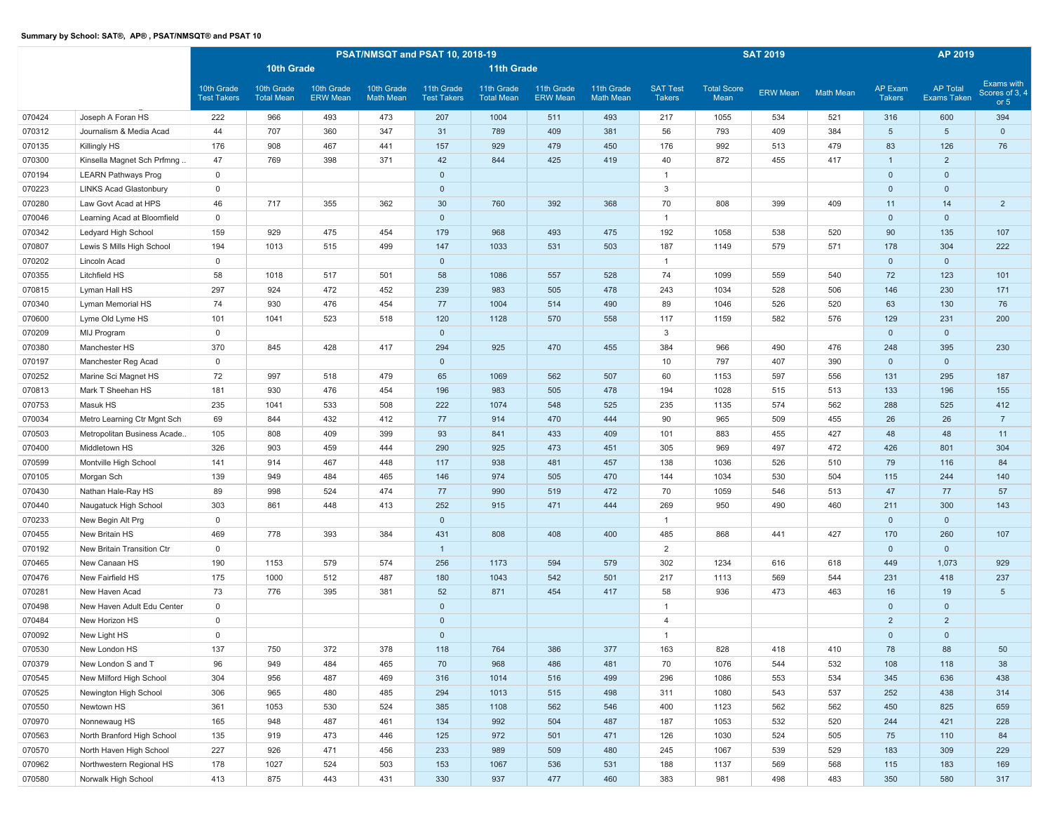**Summary by School: SAT®, AP® , PSAT/NMSQT® and PSAT 10**

| | | PSAT/NMSQT and PSAT 10, 2018-19 | | | | | | | | SAT 2019 | | | | AP 2019 | | |
|---|---|---|---|---|---|---|---|---|---|---|---|---|---|---|---|---|
| | | 10th Grade | | | | 11th Grade | | | | | | | | | | |
| | | 10th Grade Test Takers | 10th Grade Total Mean | 10th Grade ERW Mean | 10th Grade Math Mean | 11th Grade Test Takers | 11th Grade Total Mean | 11th Grade ERW Mean | 11th Grade Math Mean | SAT Test Takers | Total Score Mean | ERW Mean | Math Mean | AP Exam Takers | AP Total Exams Taken | Exams with Scores of 3, 4 or 5 |
| 070424 | Joseph A Foran HS | 222 | 966 | 493 | 473 | 207 | 1004 | 511 | 493 | 217 | 1055 | 534 | 521 | 316 | 600 | 394 |
| 070312 | Journalism & Media Acad | 44 | 707 | 360 | 347 | 31 | 789 | 409 | 381 | 56 | 793 | 409 | 384 | 5 | 5 | 0 |
| 070135 | Killingly HS | 176 | 908 | 467 | 441 | 157 | 929 | 479 | 450 | 176 | 992 | 513 | 479 | 83 | 126 | 76 |
| 070300 | Kinsella Magnet Sch Prfmng .. | 47 | 769 | 398 | 371 | 42 | 844 | 425 | 419 | 40 | 872 | 455 | 417 | 1 | 2 | |
| 070194 | LEARN Pathways Prog | 0 | | | | 0 | | | | 1 | | | | 0 | 0 | |
| 070223 | LINKS Acad Glastonbury | 0 | | | | 0 | | | | 3 | | | | 0 | 0 | |
| 070280 | Law Govt Acad at HPS | 46 | 717 | 355 | 362 | 30 | 760 | 392 | 368 | 70 | 808 | 399 | 409 | 11 | 14 | 2 |
| 070046 | Learning Acad at Bloomfield | 0 | | | | 0 | | | | 1 | | | | 0 | 0 | |
| 070342 | Ledyard High School | 159 | 929 | 475 | 454 | 179 | 968 | 493 | 475 | 192 | 1058 | 538 | 520 | 90 | 135 | 107 |
| 070807 | Lewis S Mills High School | 194 | 1013 | 515 | 499 | 147 | 1033 | 531 | 503 | 187 | 1149 | 579 | 571 | 178 | 304 | 222 |
| 070202 | Lincoln Acad | 0 | | | | 0 | | | | 1 | | | | 0 | 0 | |
| 070355 | Litchfield HS | 58 | 1018 | 517 | 501 | 58 | 1086 | 557 | 528 | 74 | 1099 | 559 | 540 | 72 | 123 | 101 |
| 070815 | Lyman Hall HS | 297 | 924 | 472 | 452 | 239 | 983 | 505 | 478 | 243 | 1034 | 528 | 506 | 146 | 230 | 171 |
| 070340 | Lyman Memorial HS | 74 | 930 | 476 | 454 | 77 | 1004 | 514 | 490 | 89 | 1046 | 526 | 520 | 63 | 130 | 76 |
| 070600 | Lyme Old Lyme HS | 101 | 1041 | 523 | 518 | 120 | 1128 | 570 | 558 | 117 | 1159 | 582 | 576 | 129 | 231 | 200 |
| 070209 | MIJ Program | 0 | | | | 0 | | | | 3 | | | | 0 | 0 | |
| 070380 | Manchester HS | 370 | 845 | 428 | 417 | 294 | 925 | 470 | 455 | 384 | 966 | 490 | 476 | 248 | 395 | 230 |
| 070197 | Manchester Reg Acad | 0 | | | | 0 | | | | 10 | 797 | 407 | 390 | 0 | 0 | |
| 070252 | Marine Sci Magnet HS | 72 | 997 | 518 | 479 | 65 | 1069 | 562 | 507 | 60 | 1153 | 597 | 556 | 131 | 295 | 187 |
| 070813 | Mark T Sheehan HS | 181 | 930 | 476 | 454 | 196 | 983 | 505 | 478 | 194 | 1028 | 515 | 513 | 133 | 196 | 155 |
| 070753 | Masuk HS | 235 | 1041 | 533 | 508 | 222 | 1074 | 548 | 525 | 235 | 1135 | 574 | 562 | 288 | 525 | 412 |
| 070034 | Metro Learning Ctr Mgnt Sch | 69 | 844 | 432 | 412 | 77 | 914 | 470 | 444 | 90 | 965 | 509 | 455 | 26 | 26 | 7 |
| 070503 | Metropolitan Business Acade.. | 105 | 808 | 409 | 399 | 93 | 841 | 433 | 409 | 101 | 883 | 455 | 427 | 48 | 48 | 11 |
| 070400 | Middletown HS | 326 | 903 | 459 | 444 | 290 | 925 | 473 | 451 | 305 | 969 | 497 | 472 | 426 | 801 | 304 |
| 070599 | Montville High School | 141 | 914 | 467 | 448 | 117 | 938 | 481 | 457 | 138 | 1036 | 526 | 510 | 79 | 116 | 84 |
| 070105 | Morgan Sch | 139 | 949 | 484 | 465 | 146 | 974 | 505 | 470 | 144 | 1034 | 530 | 504 | 115 | 244 | 140 |
| 070430 | Nathan Hale-Ray HS | 89 | 998 | 524 | 474 | 77 | 990 | 519 | 472 | 70 | 1059 | 546 | 513 | 47 | 77 | 57 |
| 070440 | Naugatuck High School | 303 | 861 | 448 | 413 | 252 | 915 | 471 | 444 | 269 | 950 | 490 | 460 | 211 | 300 | 143 |
| 070233 | New Begin Alt Prg | 0 | | | | 0 | | | | 1 | | | | 0 | 0 | |
| 070455 | New Britain HS | 469 | 778 | 393 | 384 | 431 | 808 | 408 | 400 | 485 | 868 | 441 | 427 | 170 | 260 | 107 |
| 070192 | New Britain Transition Ctr | 0 | | | | 1 | | | | 2 | | | | 0 | 0 | |
| 070465 | New Canaan HS | 190 | 1153 | 579 | 574 | 256 | 1173 | 594 | 579 | 302 | 1234 | 616 | 618 | 449 | 1,073 | 929 |
| 070476 | New Fairfield HS | 175 | 1000 | 512 | 487 | 180 | 1043 | 542 | 501 | 217 | 1113 | 569 | 544 | 231 | 418 | 237 |
| 070281 | New Haven Acad | 73 | 776 | 395 | 381 | 52 | 871 | 454 | 417 | 58 | 936 | 473 | 463 | 16 | 19 | 5 |
| 070498 | New Haven Adult Edu Center | 0 | | | | 0 | | | | 1 | | | | 0 | 0 | |
| 070484 | New Horizon HS | 0 | | | | 0 | | | | 4 | | | | 2 | 2 | |
| 070092 | New Light HS | 0 | | | | 0 | | | | 1 | | | | 0 | 0 | |
| 070530 | New London HS | 137 | 750 | 372 | 378 | 118 | 764 | 386 | 377 | 163 | 828 | 418 | 410 | 78 | 88 | 50 |
| 070379 | New London S and T | 96 | 949 | 484 | 465 | 70 | 968 | 486 | 481 | 70 | 1076 | 544 | 532 | 108 | 118 | 38 |
| 070545 | New Milford High School | 304 | 956 | 487 | 469 | 316 | 1014 | 516 | 499 | 296 | 1086 | 553 | 534 | 345 | 636 | 438 |
| 070525 | Newington High School | 306 | 965 | 480 | 485 | 294 | 1013 | 515 | 498 | 311 | 1080 | 543 | 537 | 252 | 438 | 314 |
| 070550 | Newtown HS | 361 | 1053 | 530 | 524 | 385 | 1108 | 562 | 546 | 400 | 1123 | 562 | 562 | 450 | 825 | 659 |
| 070970 | Nonnewaug HS | 165 | 948 | 487 | 461 | 134 | 992 | 504 | 487 | 187 | 1053 | 532 | 520 | 244 | 421 | 228 |
| 070563 | North Branford High School | 135 | 919 | 473 | 446 | 125 | 972 | 501 | 471 | 126 | 1030 | 524 | 505 | 75 | 110 | 84 |
| 070570 | North Haven High School | 227 | 926 | 471 | 456 | 233 | 989 | 509 | 480 | 245 | 1067 | 539 | 529 | 183 | 309 | 229 |
| 070962 | Northwestern Regional HS | 178 | 1027 | 524 | 503 | 153 | 1067 | 536 | 531 | 188 | 1137 | 569 | 568 | 115 | 183 | 169 |
| 070580 | Norwalk High School | 413 | 875 | 443 | 431 | 330 | 937 | 477 | 460 | 383 | 981 | 498 | 483 | 350 | 580 | 317 |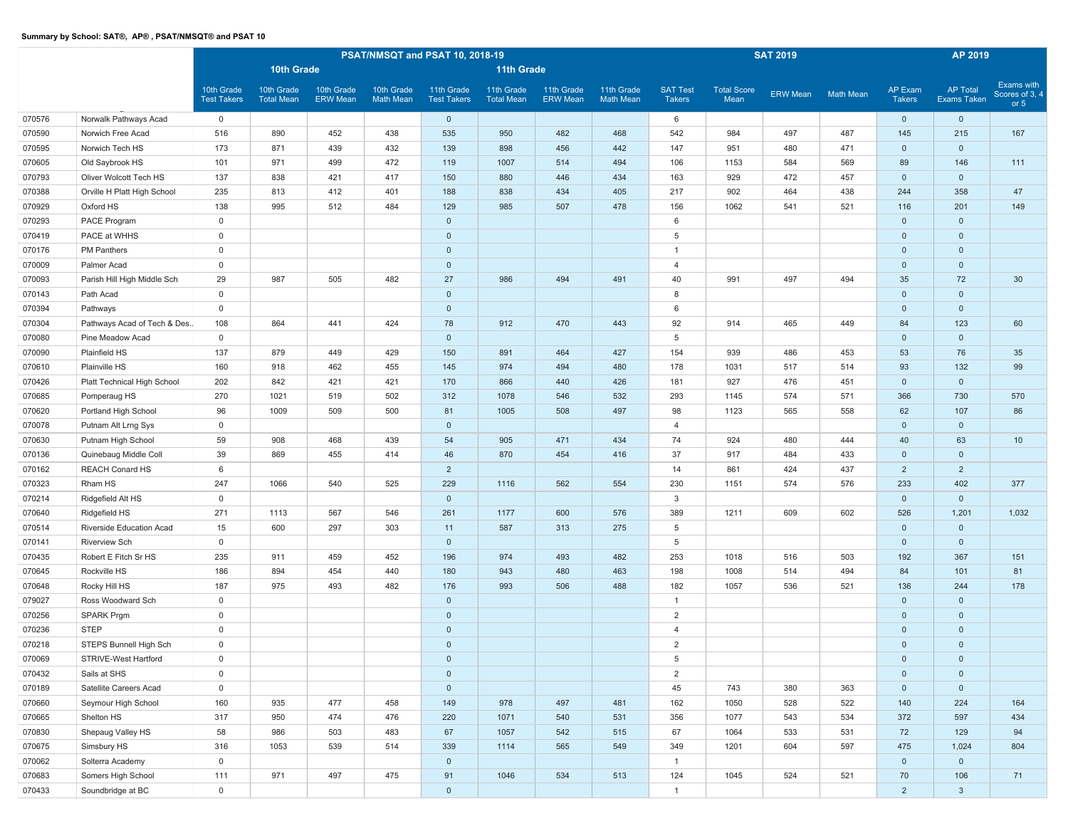**Summary by School: SAT®, AP® , PSAT/NMSQT® and PSAT 10**

| | | PSAT/NMSQT and PSAT 10, 2018-19 | | | | | | | | SAT 2019 | | | | AP 2019 | | |
|---|---|---|---|---|---|---|---|---|---|---|---|---|---|---|---|---|
| | | 10th Grade | | | | 11th Grade | | | | | | | | | | |
| | | 10th Grade Test Takers | 10th Grade Total Mean | 10th Grade ERW Mean | 10th Grade Math Mean | 11th Grade Test Takers | 11th Grade Total Mean | 11th Grade ERW Mean | 11th Grade Math Mean | SAT Test Takers | Total Score Mean | ERW Mean | Math Mean | AP Exam Takers | AP Total Exams Taken | Exams with Scores of 3, 4 or 5 |
| 070576 | Norwalk Pathways Acad | 0 | | | | 0 | | | | 6 | | | | 0 | 0 | |
| 070590 | Norwich Free Acad | 516 | 890 | 452 | 438 | 535 | 950 | 482 | 468 | 542 | 984 | 497 | 487 | 145 | 215 | 167 |
| 070595 | Norwich Tech HS | 173 | 871 | 439 | 432 | 139 | 898 | 456 | 442 | 147 | 951 | 480 | 471 | 0 | 0 | |
| 070605 | Old Saybrook HS | 101 | 971 | 499 | 472 | 119 | 1007 | 514 | 494 | 106 | 1153 | 584 | 569 | 89 | 146 | 111 |
| 070793 | Oliver Wolcott Tech HS | 137 | 838 | 421 | 417 | 150 | 880 | 446 | 434 | 163 | 929 | 472 | 457 | 0 | 0 | |
| 070388 | Orville H Platt High School | 235 | 813 | 412 | 401 | 188 | 838 | 434 | 405 | 217 | 902 | 464 | 438 | 244 | 358 | 47 |
| 070929 | Oxford HS | 138 | 995 | 512 | 484 | 129 | 985 | 507 | 478 | 156 | 1062 | 541 | 521 | 116 | 201 | 149 |
| 070293 | PACE Program | 0 | | | | 0 | | | | 6 | | | | 0 | 0 | |
| 070419 | PACE at WHHS | 0 | | | | 0 | | | | 5 | | | | 0 | 0 | |
| 070176 | PM Panthers | 0 | | | | 0 | | | | 1 | | | | 0 | 0 | |
| 070009 | Palmer Acad | 0 | | | | 0 | | | | 4 | | | | 0 | 0 | |
| 070093 | Parish Hill High Middle Sch | 29 | 987 | 505 | 482 | 27 | 986 | 494 | 491 | 40 | 991 | 497 | 494 | 35 | 72 | 30 |
| 070143 | Path Acad | 0 | | | | 0 | | | | 8 | | | | 0 | 0 | |
| 070394 | Pathways | 0 | | | | 0 | | | | 6 | | | | 0 | 0 | |
| 070304 | Pathways Acad of Tech & Des.. | 108 | 864 | 441 | 424 | 78 | 912 | 470 | 443 | 92 | 914 | 465 | 449 | 84 | 123 | 60 |
| 070080 | Pine Meadow Acad | 0 | | | | 0 | | | | 5 | | | | 0 | 0 | |
| 070090 | Plainfield HS | 137 | 879 | 449 | 429 | 150 | 891 | 464 | 427 | 154 | 939 | 486 | 453 | 53 | 76 | 35 |
| 070610 | Plainville HS | 160 | 918 | 462 | 455 | 145 | 974 | 494 | 480 | 178 | 1031 | 517 | 514 | 93 | 132 | 99 |
| 070426 | Platt Technical High School | 202 | 842 | 421 | 421 | 170 | 866 | 440 | 426 | 181 | 927 | 476 | 451 | 0 | 0 | |
| 070685 | Pomperaug HS | 270 | 1021 | 519 | 502 | 312 | 1078 | 546 | 532 | 293 | 1145 | 574 | 571 | 366 | 730 | 570 |
| 070620 | Portland High School | 96 | 1009 | 509 | 500 | 81 | 1005 | 508 | 497 | 98 | 1123 | 565 | 558 | 62 | 107 | 86 |
| 070078 | Putnam Alt Lrng Sys | 0 | | | | 0 | | | | 4 | | | | 0 | 0 | |
| 070630 | Putnam High School | 59 | 908 | 468 | 439 | 54 | 905 | 471 | 434 | 74 | 924 | 480 | 444 | 40 | 63 | 10 |
| 070136 | Quinebaug Middle Coll | 39 | 869 | 455 | 414 | 46 | 870 | 454 | 416 | 37 | 917 | 484 | 433 | 0 | 0 | |
| 070162 | REACH Conard HS | 6 | | | | 2 | | | | 14 | 861 | 424 | 437 | 2 | 2 | |
| 070323 | Rham HS | 247 | 1066 | 540 | 525 | 229 | 1116 | 562 | 554 | 230 | 1151 | 574 | 576 | 233 | 402 | 377 |
| 070214 | Ridgefield Alt HS | 0 | | | | 0 | | | | 3 | | | | 0 | 0 | |
| 070640 | Ridgefield HS | 271 | 1113 | 567 | 546 | 261 | 1177 | 600 | 576 | 389 | 1211 | 609 | 602 | 526 | 1,201 | 1,032 |
| 070514 | Riverside Education Acad | 15 | 600 | 297 | 303 | 11 | 587 | 313 | 275 | 5 | | | | 0 | 0 | |
| 070141 | Riverview Sch | 0 | | | | 0 | | | | 5 | | | | 0 | 0 | |
| 070435 | Robert E Fitch Sr HS | 235 | 911 | 459 | 452 | 196 | 974 | 493 | 482 | 253 | 1018 | 516 | 503 | 192 | 367 | 151 |
| 070645 | Rockville HS | 186 | 894 | 454 | 440 | 180 | 943 | 480 | 463 | 198 | 1008 | 514 | 494 | 84 | 101 | 81 |
| 070648 | Rocky Hill HS | 187 | 975 | 493 | 482 | 176 | 993 | 506 | 488 | 182 | 1057 | 536 | 521 | 136 | 244 | 178 |
| 079027 | Ross Woodward Sch | 0 | | | | 0 | | | | 1 | | | | 0 | 0 | |
| 070256 | SPARK Prgm | 0 | | | | 0 | | | | 2 | | | | 0 | 0 | |
| 070236 | STEP | 0 | | | | 0 | | | | 4 | | | | 0 | 0 | |
| 070218 | STEPS Bunnell High Sch | 0 | | | | 0 | | | | 2 | | | | 0 | 0 | |
| 070069 | STRIVE-West Hartford | 0 | | | | 0 | | | | 5 | | | | 0 | 0 | |
| 070432 | Sails at SHS | 0 | | | | 0 | | | | 2 | | | | 0 | 0 | |
| 070189 | Satellite Careers Acad | 0 | | | | 0 | | | | 45 | 743 | 380 | 363 | 0 | 0 | |
| 070660 | Seymour High School | 160 | 935 | 477 | 458 | 149 | 978 | 497 | 481 | 162 | 1050 | 528 | 522 | 140 | 224 | 164 |
| 070665 | Shelton HS | 317 | 950 | 474 | 476 | 220 | 1071 | 540 | 531 | 356 | 1077 | 543 | 534 | 372 | 597 | 434 |
| 070830 | Shepaug Valley HS | 58 | 986 | 503 | 483 | 67 | 1057 | 542 | 515 | 67 | 1064 | 533 | 531 | 72 | 129 | 94 |
| 070675 | Simsbury HS | 316 | 1053 | 539 | 514 | 339 | 1114 | 565 | 549 | 349 | 1201 | 604 | 597 | 475 | 1,024 | 804 |
| 070062 | Solterra Academy | 0 | | | | 0 | | | | 1 | | | | 0 | 0 | |
| 070683 | Somers High School | 111 | 971 | 497 | 475 | 91 | 1046 | 534 | 513 | 124 | 1045 | 524 | 521 | 70 | 106 | 71 |
| 070433 | Soundbridge at BC | 0 | | | | 0 | | | | 1 | | | | 2 | 3 | |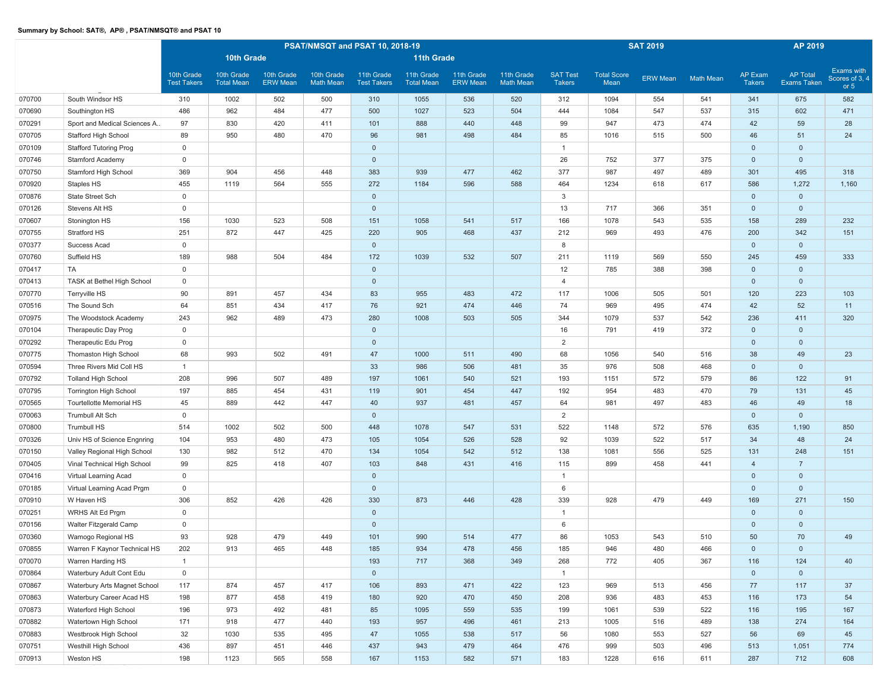**Summary by School: SAT®, AP® , PSAT/NMSQT® and PSAT 10**

| | | PSAT/NMSQT and PSAT 10, 2018-19 | | | | | | | | SAT 2019 | | | | AP 2019 | | |
|---|---|---|---|---|---|---|---|---|---|---|---|---|---|---|---|---|
| | | 10th Grade | | | | 11th Grade | | | | | | | | | | |
| | | 10th Grade Test Takers | 10th Grade Total Mean | 10th Grade ERW Mean | 10th Grade Math Mean | 11th Grade Test Takers | 11th Grade Total Mean | 11th Grade ERW Mean | 11th Grade Math Mean | SAT Test Takers | Total Score Mean | ERW Mean | Math Mean | AP Exam Takers | AP Total Exams Taken | Exams with Scores of 3, 4 or 5 |
| 070700 | South Windsor HS | 310 | 1002 | 502 | 500 | 310 | 1055 | 536 | 520 | 312 | 1094 | 554 | 541 | 341 | 675 | 582 |
| 070690 | Southington HS | 486 | 962 | 484 | 477 | 500 | 1027 | 523 | 504 | 444 | 1084 | 547 | 537 | 315 | 602 | 471 |
| 070291 | Sport and Medical Sciences A.. | 97 | 830 | 420 | 411 | 101 | 888 | 440 | 448 | 99 | 947 | 473 | 474 | 42 | 59 | 28 |
| 070705 | Stafford High School | 89 | 950 | 480 | 470 | 96 | 981 | 498 | 484 | 85 | 1016 | 515 | 500 | 46 | 51 | 24 |
| 070109 | Stafford Tutoring Prog | 0 | | | | 0 | | | | 1 | | | | 0 | 0 | |
| 070746 | Stamford Academy | 0 | | | | 0 | | | | 26 | 752 | 377 | 375 | 0 | 0 | |
| 070750 | Stamford High School | 369 | 904 | 456 | 448 | 383 | 939 | 477 | 462 | 377 | 987 | 497 | 489 | 301 | 495 | 318 |
| 070920 | Staples HS | 455 | 1119 | 564 | 555 | 272 | 1184 | 596 | 588 | 464 | 1234 | 618 | 617 | 586 | 1,272 | 1,160 |
| 070876 | State Street Sch | 0 | | | | 0 | | | | 3 | | | | 0 | 0 | |
| 070126 | Stevens Alt HS | 0 | | | | 0 | | | | 13 | 717 | 366 | 351 | 0 | 0 | |
| 070607 | Stonington HS | 156 | 1030 | 523 | 508 | 151 | 1058 | 541 | 517 | 166 | 1078 | 543 | 535 | 158 | 289 | 232 |
| 070755 | Stratford HS | 251 | 872 | 447 | 425 | 220 | 905 | 468 | 437 | 212 | 969 | 493 | 476 | 200 | 342 | 151 |
| 070377 | Success Acad | 0 | | | | 0 | | | | 8 | | | | 0 | 0 | |
| 070760 | Suffield HS | 189 | 988 | 504 | 484 | 172 | 1039 | 532 | 507 | 211 | 1119 | 569 | 550 | 245 | 459 | 333 |
| 070417 | TA | 0 | | | | 0 | | | | 12 | 785 | 388 | 398 | 0 | 0 | |
| 070413 | TASK at Bethel High School | 0 | | | | 0 | | | | 4 | | | | 0 | 0 | |
| 070770 | Terryville HS | 90 | 891 | 457 | 434 | 83 | 955 | 483 | 472 | 117 | 1006 | 505 | 501 | 120 | 223 | 103 |
| 070516 | The Sound Sch | 64 | 851 | 434 | 417 | 76 | 921 | 474 | 446 | 74 | 969 | 495 | 474 | 42 | 52 | 11 |
| 070975 | The Woodstock Academy | 243 | 962 | 489 | 473 | 280 | 1008 | 503 | 505 | 344 | 1079 | 537 | 542 | 236 | 411 | 320 |
| 070104 | Therapeutic Day Prog | 0 | | | | 0 | | | | 16 | 791 | 419 | 372 | 0 | 0 | |
| 070292 | Therapeutic Edu Prog | 0 | | | | 0 | | | | 2 | | | | 0 | 0 | |
| 070775 | Thomaston High School | 68 | 993 | 502 | 491 | 47 | 1000 | 511 | 490 | 68 | 1056 | 540 | 516 | 38 | 49 | 23 |
| 070594 | Three Rivers Mid Coll HS | 1 | | | | 33 | 986 | 506 | 481 | 35 | 976 | 508 | 468 | 0 | 0 | |
| 070792 | Tolland High School | 208 | 996 | 507 | 489 | 197 | 1061 | 540 | 521 | 193 | 1151 | 572 | 579 | 86 | 122 | 91 |
| 070795 | Torrington High School | 197 | 885 | 454 | 431 | 119 | 901 | 454 | 447 | 192 | 954 | 483 | 470 | 79 | 131 | 45 |
| 070565 | Tourtellotte Memorial HS | 45 | 889 | 442 | 447 | 40 | 937 | 481 | 457 | 64 | 981 | 497 | 483 | 46 | 49 | 18 |
| 070063 | Trumbull Alt Sch | 0 | | | | 0 | | | | 2 | | | | 0 | 0 | |
| 070800 | Trumbull HS | 514 | 1002 | 502 | 500 | 448 | 1078 | 547 | 531 | 522 | 1148 | 572 | 576 | 635 | 1,190 | 850 |
| 070326 | Univ HS of Science Engnring | 104 | 953 | 480 | 473 | 105 | 1054 | 526 | 528 | 92 | 1039 | 522 | 517 | 34 | 48 | 24 |
| 070150 | Valley Regional High School | 130 | 982 | 512 | 470 | 134 | 1054 | 542 | 512 | 138 | 1081 | 556 | 525 | 131 | 248 | 151 |
| 070405 | Vinal Technical High School | 99 | 825 | 418 | 407 | 103 | 848 | 431 | 416 | 115 | 899 | 458 | 441 | 4 | 7 | |
| 070416 | Virtual Learning Acad | 0 | | | | 0 | | | | 1 | | | | 0 | 0 | |
| 070185 | Virtual Learning Acad Prgm | 0 | | | | 0 | | | | 6 | | | | 0 | 0 | |
| 070910 | W Haven HS | 306 | 852 | 426 | 426 | 330 | 873 | 446 | 428 | 339 | 928 | 479 | 449 | 169 | 271 | 150 |
| 070251 | WRHS Alt Ed Prgm | 0 | | | | 0 | | | | 1 | | | | 0 | 0 | |
| 070156 | Walter Fitzgerald Camp | 0 | | | | 0 | | | | 6 | | | | 0 | 0 | |
| 070360 | Wamogo Regional HS | 93 | 928 | 479 | 449 | 101 | 990 | 514 | 477 | 86 | 1053 | 543 | 510 | 50 | 70 | 49 |
| 070855 | Warren F Kaynor Technical HS | 202 | 913 | 465 | 448 | 185 | 934 | 478 | 456 | 185 | 946 | 480 | 466 | 0 | 0 | |
| 070070 | Warren Harding HS | 1 | | | | 193 | 717 | 368 | 349 | 268 | 772 | 405 | 367 | 116 | 124 | 40 |
| 070864 | Waterbury Adult Cont Edu | 0 | | | | 0 | | | | 1 | | | | 0 | 0 | |
| 070867 | Waterbury Arts Magnet School | 117 | 874 | 457 | 417 | 106 | 893 | 471 | 422 | 123 | 969 | 513 | 456 | 77 | 117 | 37 |
| 070863 | Waterbury Career Acad HS | 198 | 877 | 458 | 419 | 180 | 920 | 470 | 450 | 208 | 936 | 483 | 453 | 116 | 173 | 54 |
| 070873 | Waterford High School | 196 | 973 | 492 | 481 | 85 | 1095 | 559 | 535 | 199 | 1061 | 539 | 522 | 116 | 195 | 167 |
| 070882 | Watertown High School | 171 | 918 | 477 | 440 | 193 | 957 | 496 | 461 | 213 | 1005 | 516 | 489 | 138 | 274 | 164 |
| 070883 | Westbrook High School | 32 | 1030 | 535 | 495 | 47 | 1055 | 538 | 517 | 56 | 1080 | 553 | 527 | 56 | 69 | 45 |
| 070751 | Westhill High School | 436 | 897 | 451 | 446 | 437 | 943 | 479 | 464 | 476 | 999 | 503 | 496 | 513 | 1,051 | 774 |
| 070913 | Weston HS | 198 | 1123 | 565 | 558 | 167 | 1153 | 582 | 571 | 183 | 1228 | 616 | 611 | 287 | 712 | 608 |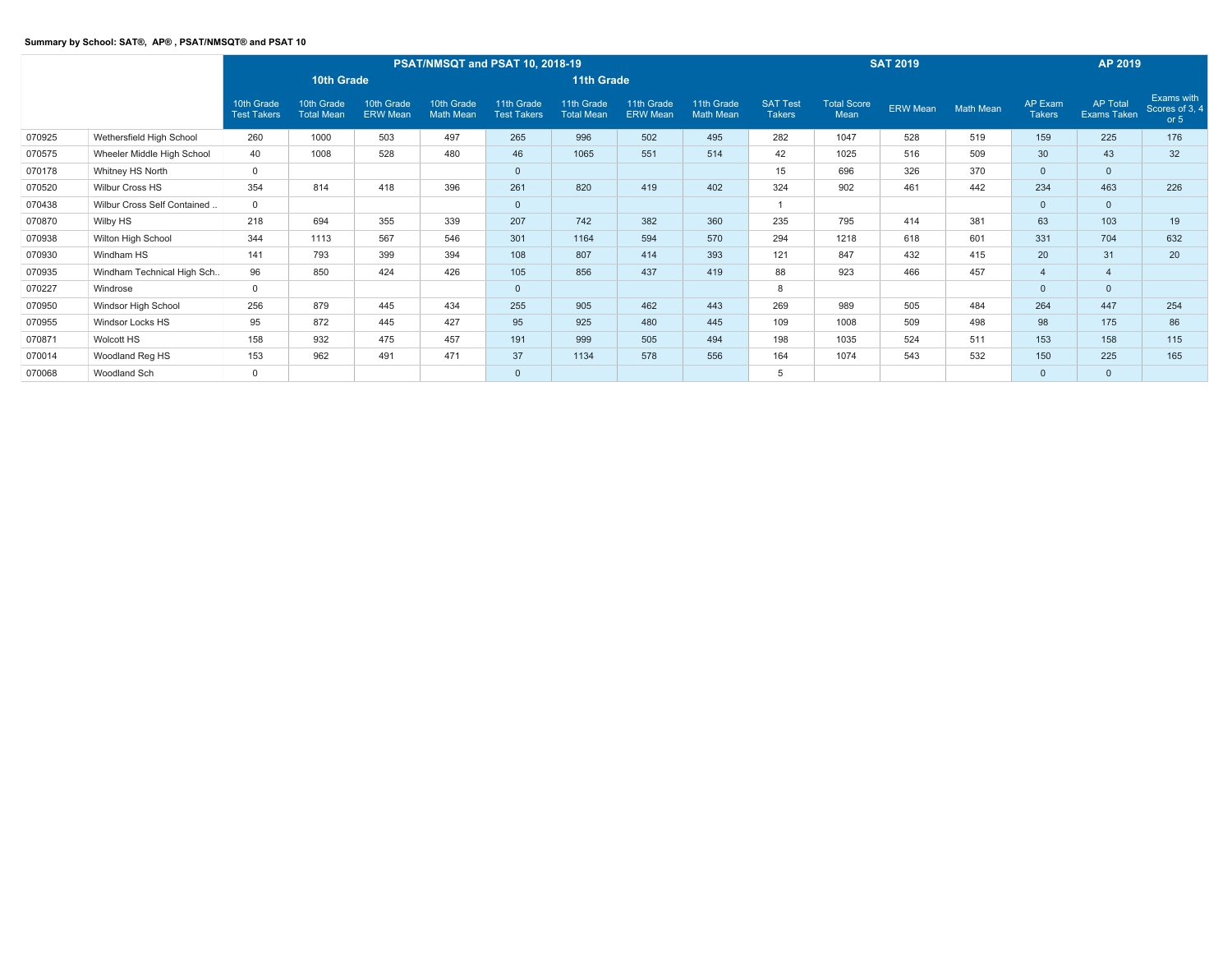**Summary by School: SAT®, AP® , PSAT/NMSQT® and PSAT 10**

| | | PSAT/NMSQT and PSAT 10, 2018-19 | | | | | | | | SAT 2019 | | | | AP 2019 | | |
|---|---|---|---|---|---|---|---|---|---|---|---|---|---|---|---|---|
| | | 10th Grade | | | | 11th Grade | | | | | | | | | | |
| | | 10th Grade Test Takers | 10th Grade Total Mean | 10th Grade ERW Mean | 10th Grade Math Mean | 11th Grade Test Takers | 11th Grade Total Mean | 11th Grade ERW Mean | 11th Grade Math Mean | SAT Test Takers | Total Score Mean | ERW Mean | Math Mean | AP Exam Takers | AP Total Exams Taken | Exams with Scores of 3, 4 or 5 |
| 070925 | Wethersfield High School | 260 | 1000 | 503 | 497 | 265 | 996 | 502 | 495 | 282 | 1047 | 528 | 519 | 159 | 225 | 176 |
| 070575 | Wheeler Middle High School | 40 | 1008 | 528 | 480 | 46 | 1065 | 551 | 514 | 42 | 1025 | 516 | 509 | 30 | 43 | 32 |
| 070178 | Whitney HS North | 0 | | | | 0 | | | | 15 | 696 | 326 | 370 | 0 | 0 | |
| 070520 | Wilbur Cross HS | 354 | 814 | 418 | 396 | 261 | 820 | 419 | 402 | 324 | 902 | 461 | 442 | 234 | 463 | 226 |
| 070438 | Wilbur Cross Self Contained .. | 0 | | | | 0 | | | | 1 | | | | 0 | 0 | |
| 070870 | Wilby HS | 218 | 694 | 355 | 339 | 207 | 742 | 382 | 360 | 235 | 795 | 414 | 381 | 63 | 103 | 19 |
| 070938 | Wilton High School | 344 | 1113 | 567 | 546 | 301 | 1164 | 594 | 570 | 294 | 1218 | 618 | 601 | 331 | 704 | 632 |
| 070930 | Windham HS | 141 | 793 | 399 | 394 | 108 | 807 | 414 | 393 | 121 | 847 | 432 | 415 | 20 | 31 | 20 |
| 070935 | Windham Technical High Sch.. | 96 | 850 | 424 | 426 | 105 | 856 | 437 | 419 | 88 | 923 | 466 | 457 | 4 | 4 | |
| 070227 | Windrose | 0 | | | | 0 | | | | 8 | | | | 0 | 0 | |
| 070950 | Windsor High School | 256 | 879 | 445 | 434 | 255 | 905 | 462 | 443 | 269 | 989 | 505 | 484 | 264 | 447 | 254 |
| 070955 | Windsor Locks HS | 95 | 872 | 445 | 427 | 95 | 925 | 480 | 445 | 109 | 1008 | 509 | 498 | 98 | 175 | 86 |
| 070871 | Wolcott HS | 158 | 932 | 475 | 457 | 191 | 999 | 505 | 494 | 198 | 1035 | 524 | 511 | 153 | 158 | 115 |
| 070014 | Woodland Reg HS | 153 | 962 | 491 | 471 | 37 | 1134 | 578 | 556 | 164 | 1074 | 543 | 532 | 150 | 225 | 165 |
| 070068 | Woodland Sch | 0 | | | | 0 | | | | 5 | | | | 0 | 0 | |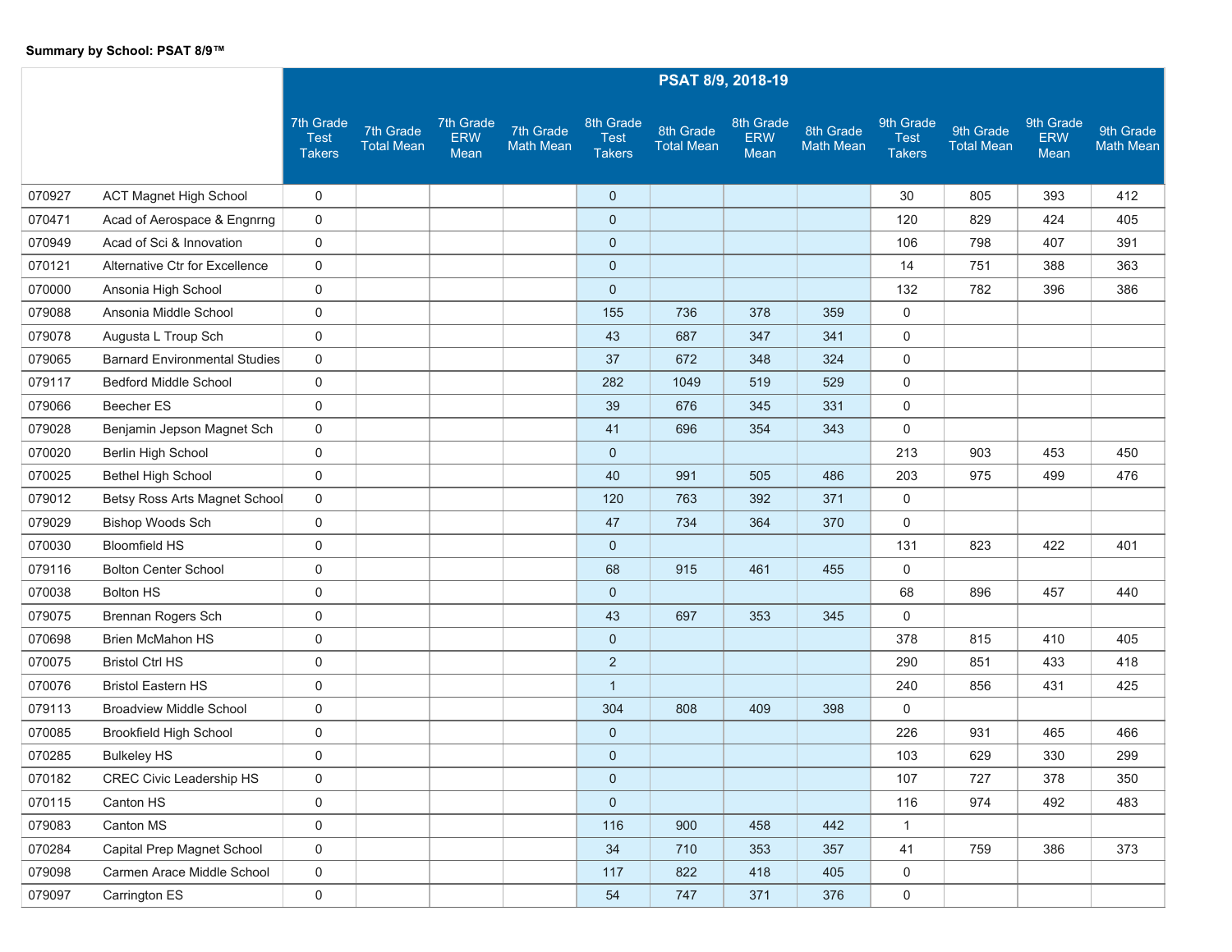**Summary by School: PSAT 8/9™**

| | | PSAT 8/9, 2018-19 | | | | | | | | | | | |
|---|---|---|---|---|---|---|---|---|---|---|---|---|---|
| | | 7th Grade Test Takers | 7th Grade Total Mean | 7th Grade ERW Mean | 7th Grade Math Mean | 8th Grade Test Takers | 8th Grade Total Mean | 8th Grade ERW Mean | 8th Grade Math Mean | 9th Grade Test Takers | 9th Grade Total Mean | 9th Grade ERW Mean | 9th Grade Math Mean |
| 070927 | ACT Magnet High School | 0 | | | | 0 | | | | 30 | 805 | 393 | 412 |
| 070471 | Acad of Aerospace & Engnrng | 0 | | | | 0 | | | | 120 | 829 | 424 | 405 |
| 070949 | Acad of Sci & Innovation | 0 | | | | 0 | | | | 106 | 798 | 407 | 391 |
| 070121 | Alternative Ctr for Excellence | 0 | | | | 0 | | | | 14 | 751 | 388 | 363 |
| 070000 | Ansonia High School | 0 | | | | 0 | | | | 132 | 782 | 396 | 386 |
| 079088 | Ansonia Middle School | 0 | | | | 155 | 736 | 378 | 359 | 0 | | | |
| 079078 | Augusta L Troup Sch | 0 | | | | 43 | 687 | 347 | 341 | 0 | | | |
| 079065 | Barnard Environmental Studies | 0 | | | | 37 | 672 | 348 | 324 | 0 | | | |
| 079117 | Bedford Middle School | 0 | | | | 282 | 1049 | 519 | 529 | 0 | | | |
| 079066 | Beecher ES | 0 | | | | 39 | 676 | 345 | 331 | 0 | | | |
| 079028 | Benjamin Jepson Magnet Sch | 0 | | | | 41 | 696 | 354 | 343 | 0 | | | |
| 070020 | Berlin High School | 0 | | | | 0 | | | | 213 | 903 | 453 | 450 |
| 070025 | Bethel High School | 0 | | | | 40 | 991 | 505 | 486 | 203 | 975 | 499 | 476 |
| 079012 | Betsy Ross Arts Magnet School | 0 | | | | 120 | 763 | 392 | 371 | 0 | | | |
| 079029 | Bishop Woods Sch | 0 | | | | 47 | 734 | 364 | 370 | 0 | | | |
| 070030 | Bloomfield HS | 0 | | | | 0 | | | | 131 | 823 | 422 | 401 |
| 079116 | Bolton Center School | 0 | | | | 68 | 915 | 461 | 455 | 0 | | | |
| 070038 | Bolton HS | 0 | | | | 0 | | | | 68 | 896 | 457 | 440 |
| 079075 | Brennan Rogers Sch | 0 | | | | 43 | 697 | 353 | 345 | 0 | | | |
| 070698 | Brien McMahon HS | 0 | | | | 0 | | | | 378 | 815 | 410 | 405 |
| 070075 | Bristol Ctrl HS | 0 | | | | 2 | | | | 290 | 851 | 433 | 418 |
| 070076 | Bristol Eastern HS | 0 | | | | 1 | | | | 240 | 856 | 431 | 425 |
| 079113 | Broadview Middle School | 0 | | | | 304 | 808 | 409 | 398 | 0 | | | |
| 070085 | Brookfield High School | 0 | | | | 0 | | | | 226 | 931 | 465 | 466 |
| 070285 | Bulkeley HS | 0 | | | | 0 | | | | 103 | 629 | 330 | 299 |
| 070182 | CREC Civic Leadership HS | 0 | | | | 0 | | | | 107 | 727 | 378 | 350 |
| 070115 | Canton HS | 0 | | | | 0 | | | | 116 | 974 | 492 | 483 |
| 079083 | Canton MS | 0 | | | | 116 | 900 | 458 | 442 | 1 | | | |
| 070284 | Capital Prep Magnet School | 0 | | | | 34 | 710 | 353 | 357 | 41 | 759 | 386 | 373 |
| 079098 | Carmen Arace Middle School | 0 | | | | 117 | 822 | 418 | 405 | 0 | | | |
| 079097 | Carrington ES | 0 | | | | 54 | 747 | 371 | 376 | 0 | | | |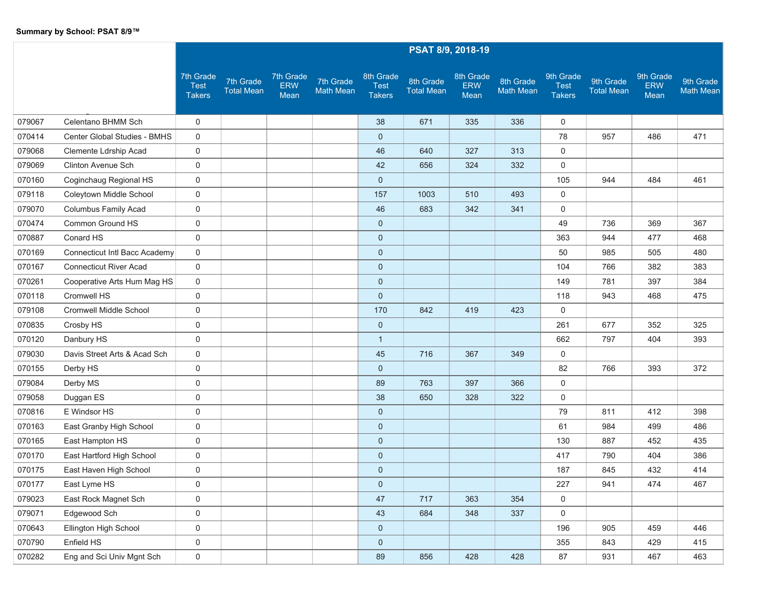**Summary by School: PSAT 8/9™**

| | | PSAT 8/9, 2018-19 | | | | | | | | | | | |
|---|---|---|---|---|---|---|---|---|---|---|---|---|---|
| | | 7th Grade Test Takers | 7th Grade Total Mean | 7th Grade ERW Mean | 7th Grade Math Mean | 8th Grade Test Takers | 8th Grade Total Mean | 8th Grade ERW Mean | 8th Grade Math Mean | 9th Grade Test Takers | 9th Grade Total Mean | 9th Grade ERW Mean | 9th Grade Math Mean |
| 079067 | Celentano BHMM Sch | 0 | | | | 38 | 671 | 335 | 336 | 0 | | | |
| 070414 | Center Global Studies - BMHS | 0 | | | | 0 | | | | 78 | 957 | 486 | 471 |
| 079068 | Clemente Ldrship Acad | 0 | | | | 46 | 640 | 327 | 313 | 0 | | | |
| 079069 | Clinton Avenue Sch | 0 | | | | 42 | 656 | 324 | 332 | 0 | | | |
| 070160 | Coginchaug Regional HS | 0 | | | | 0 | | | | 105 | 944 | 484 | 461 |
| 079118 | Coleytown Middle School | 0 | | | | 157 | 1003 | 510 | 493 | 0 | | | |
| 079070 | Columbus Family Acad | 0 | | | | 46 | 683 | 342 | 341 | 0 | | | |
| 070474 | Common Ground HS | 0 | | | | 0 | | | | 49 | 736 | 369 | 367 |
| 070887 | Conard HS | 0 | | | | 0 | | | | 363 | 944 | 477 | 468 |
| 070169 | Connecticut Intl Bacc Academy | 0 | | | | 0 | | | | 50 | 985 | 505 | 480 |
| 070167 | Connecticut River Acad | 0 | | | | 0 | | | | 104 | 766 | 382 | 383 |
| 070261 | Cooperative Arts Hum Mag HS | 0 | | | | 0 | | | | 149 | 781 | 397 | 384 |
| 070118 | Cromwell HS | 0 | | | | 0 | | | | 118 | 943 | 468 | 475 |
| 079108 | Cromwell Middle School | 0 | | | | 170 | 842 | 419 | 423 | 0 | | | |
| 070835 | Crosby HS | 0 | | | | 0 | | | | 261 | 677 | 352 | 325 |
| 070120 | Danbury HS | 0 | | | | 1 | | | | 662 | 797 | 404 | 393 |
| 079030 | Davis Street Arts & Acad Sch | 0 | | | | 45 | 716 | 367 | 349 | 0 | | | |
| 070155 | Derby HS | 0 | | | | 0 | | | | 82 | 766 | 393 | 372 |
| 079084 | Derby MS | 0 | | | | 89 | 763 | 397 | 366 | 0 | | | |
| 079058 | Duggan ES | 0 | | | | 38 | 650 | 328 | 322 | 0 | | | |
| 070816 | E Windsor HS | 0 | | | | 0 | | | | 79 | 811 | 412 | 398 |
| 070163 | East Granby High School | 0 | | | | 0 | | | | 61 | 984 | 499 | 486 |
| 070165 | East Hampton HS | 0 | | | | 0 | | | | 130 | 887 | 452 | 435 |
| 070170 | East Hartford High School | 0 | | | | 0 | | | | 417 | 790 | 404 | 386 |
| 070175 | East Haven High School | 0 | | | | 0 | | | | 187 | 845 | 432 | 414 |
| 070177 | East Lyme HS | 0 | | | | 0 | | | | 227 | 941 | 474 | 467 |
| 079023 | East Rock Magnet Sch | 0 | | | | 47 | 717 | 363 | 354 | 0 | | | |
| 079071 | Edgewood Sch | 0 | | | | 43 | 684 | 348 | 337 | 0 | | | |
| 070643 | Ellington High School | 0 | | | | 0 | | | | 196 | 905 | 459 | 446 |
| 070790 | Enfield HS | 0 | | | | 0 | | | | 355 | 843 | 429 | 415 |
| 070282 | Eng and Sci Univ Mgnt Sch | 0 | | | | 89 | 856 | 428 | 428 | 87 | 931 | 467 | 463 |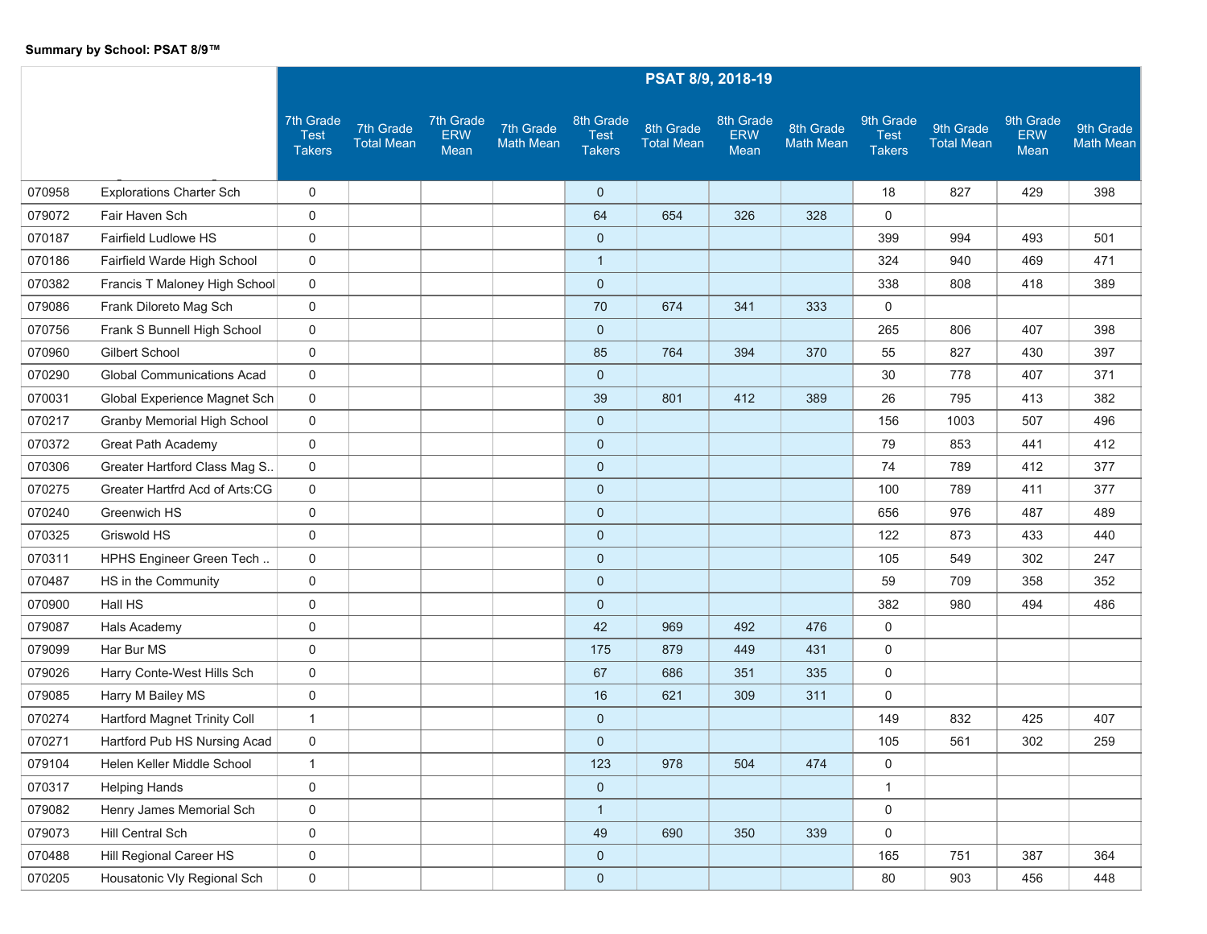**Summary by School: PSAT 8/9™**

| | | PSAT 8/9, 2018-19 | | | | | | | | | | | |
|---|---|---|---|---|---|---|---|---|---|---|---|---|---|
| | | 7th Grade Test Takers | 7th Grade Total Mean | 7th Grade ERW Mean | 7th Grade Math Mean | 8th Grade Test Takers | 8th Grade Total Mean | 8th Grade ERW Mean | 8th Grade Math Mean | 9th Grade Test Takers | 9th Grade Total Mean | 9th Grade ERW Mean | 9th Grade Math Mean |
| 070958 | Explorations Charter Sch | 0 | | | | 0 | | | | 18 | 827 | 429 | 398 |
| 079072 | Fair Haven Sch | 0 | | | | 64 | 654 | 326 | 328 | 0 | | | |
| 070187 | Fairfield Ludlowe HS | 0 | | | | 0 | | | | 399 | 994 | 493 | 501 |
| 070186 | Fairfield Warde High School | 0 | | | | 1 | | | | 324 | 940 | 469 | 471 |
| 070382 | Francis T Maloney High School | 0 | | | | 0 | | | | 338 | 808 | 418 | 389 |
| 079086 | Frank Diloreto Mag Sch | 0 | | | | 70 | 674 | 341 | 333 | 0 | | | |
| 070756 | Frank S Bunnell High School | 0 | | | | 0 | | | | 265 | 806 | 407 | 398 |
| 070960 | Gilbert School | 0 | | | | 85 | 764 | 394 | 370 | 55 | 827 | 430 | 397 |
| 070290 | Global Communications Acad | 0 | | | | 0 | | | | 30 | 778 | 407 | 371 |
| 070031 | Global Experience Magnet Sch | 0 | | | | 39 | 801 | 412 | 389 | 26 | 795 | 413 | 382 |
| 070217 | Granby Memorial High School | 0 | | | | 0 | | | | 156 | 1003 | 507 | 496 |
| 070372 | Great Path Academy | 0 | | | | 0 | | | | 79 | 853 | 441 | 412 |
| 070306 | Greater Hartford Class Mag S.. | 0 | | | | 0 | | | | 74 | 789 | 412 | 377 |
| 070275 | Greater Hartfrd Acd of Arts:CG | 0 | | | | 0 | | | | 100 | 789 | 411 | 377 |
| 070240 | Greenwich HS | 0 | | | | 0 | | | | 656 | 976 | 487 | 489 |
| 070325 | Griswold HS | 0 | | | | 0 | | | | 122 | 873 | 433 | 440 |
| 070311 | HPHS Engineer Green Tech .. | 0 | | | | 0 | | | | 105 | 549 | 302 | 247 |
| 070487 | HS in the Community | 0 | | | | 0 | | | | 59 | 709 | 358 | 352 |
| 070900 | Hall HS | 0 | | | | 0 | | | | 382 | 980 | 494 | 486 |
| 079087 | Hals Academy | 0 | | | | 42 | 969 | 492 | 476 | 0 | | | |
| 079099 | Har Bur MS | 0 | | | | 175 | 879 | 449 | 431 | 0 | | | |
| 079026 | Harry Conte-West Hills Sch | 0 | | | | 67 | 686 | 351 | 335 | 0 | | | |
| 079085 | Harry M Bailey MS | 0 | | | | 16 | 621 | 309 | 311 | 0 | | | |
| 070274 | Hartford Magnet Trinity Coll | 1 | | | | 0 | | | | 149 | 832 | 425 | 407 |
| 070271 | Hartford Pub HS Nursing Acad | 0 | | | | 0 | | | | 105 | 561 | 302 | 259 |
| 079104 | Helen Keller Middle School | 1 | | | | 123 | 978 | 504 | 474 | 0 | | | |
| 070317 | Helping Hands | 0 | | | | 0 | | | | 1 | | | |
| 079082 | Henry James Memorial Sch | 0 | | | | 1 | | | | 0 | | | |
| 079073 | Hill Central Sch | 0 | | | | 49 | 690 | 350 | 339 | 0 | | | |
| 070488 | Hill Regional Career HS | 0 | | | | 0 | | | | 165 | 751 | 387 | 364 |
| 070205 | Housatonic Vly Regional Sch | 0 | | | | 0 | | | | 80 | 903 | 456 | 448 |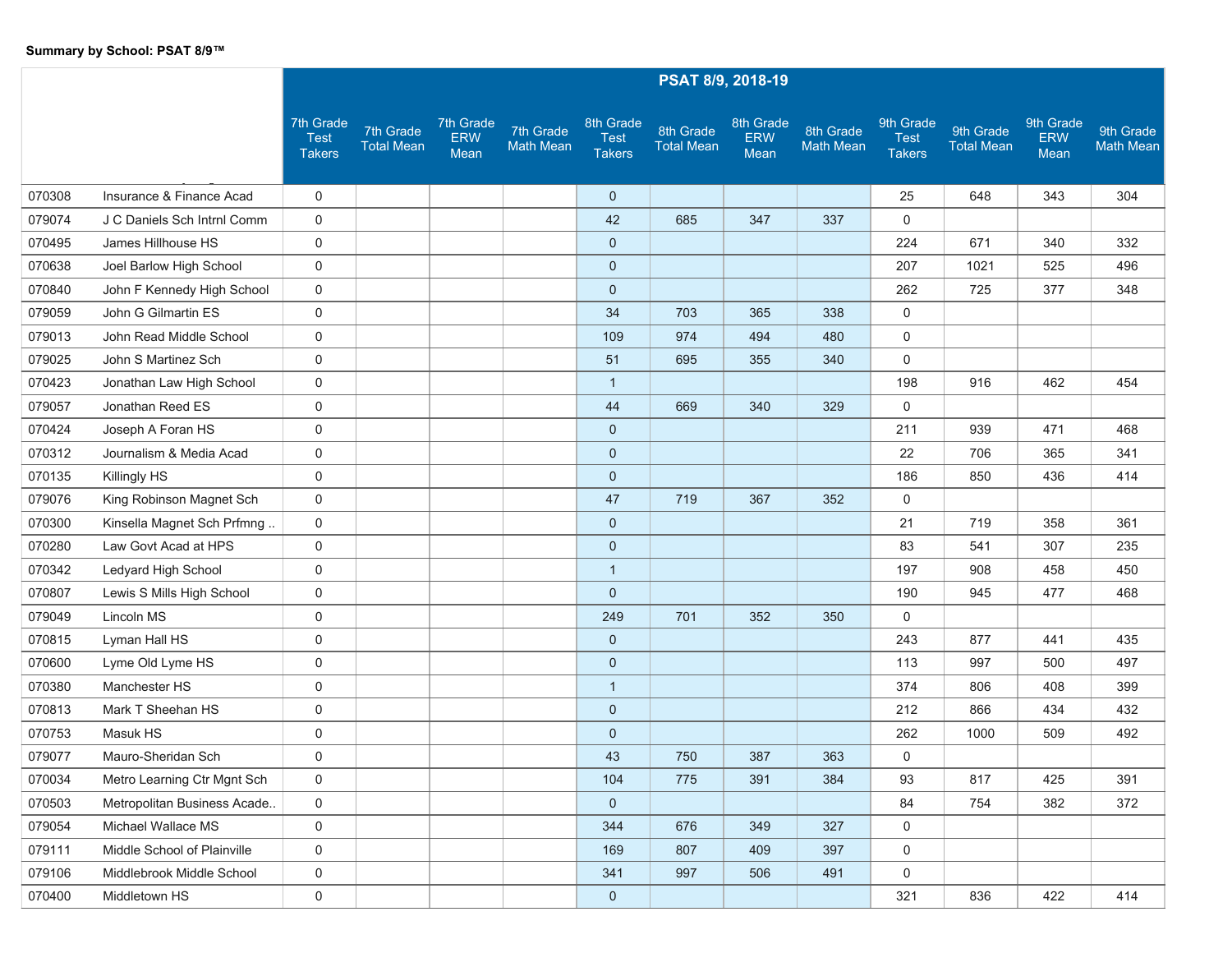**Summary by School: PSAT 8/9™**

| | | PSAT 8/9, 2018-19 | | | | | | | | | | | |
|---|---|---|---|---|---|---|---|---|---|---|---|---|---|
| | | 7th Grade Test Takers | 7th Grade Total Mean | 7th Grade ERW Mean | 7th Grade Math Mean | 8th Grade Test Takers | 8th Grade Total Mean | 8th Grade ERW Mean | 8th Grade Math Mean | 9th Grade Test Takers | 9th Grade Total Mean | 9th Grade ERW Mean | 9th Grade Math Mean |
| 070308 | Insurance & Finance Acad | 0 | | | | 0 | | | | 25 | 648 | 343 | 304 |
| 079074 | J C Daniels Sch Intrnl Comm | 0 | | | | 42 | 685 | 347 | 337 | 0 | | | |
| 070495 | James Hillhouse HS | 0 | | | | 0 | | | | 224 | 671 | 340 | 332 |
| 070638 | Joel Barlow High School | 0 | | | | 0 | | | | 207 | 1021 | 525 | 496 |
| 070840 | John F Kennedy High School | 0 | | | | 0 | | | | 262 | 725 | 377 | 348 |
| 079059 | John G Gilmartin ES | 0 | | | | 34 | 703 | 365 | 338 | 0 | | | |
| 079013 | John Read Middle School | 0 | | | | 109 | 974 | 494 | 480 | 0 | | | |
| 079025 | John S Martinez Sch | 0 | | | | 51 | 695 | 355 | 340 | 0 | | | |
| 070423 | Jonathan Law High School | 0 | | | | 1 | | | | 198 | 916 | 462 | 454 |
| 079057 | Jonathan Reed ES | 0 | | | | 44 | 669 | 340 | 329 | 0 | | | |
| 070424 | Joseph A Foran HS | 0 | | | | 0 | | | | 211 | 939 | 471 | 468 |
| 070312 | Journalism & Media Acad | 0 | | | | 0 | | | | 22 | 706 | 365 | 341 |
| 070135 | Killingly HS | 0 | | | | 0 | | | | 186 | 850 | 436 | 414 |
| 079076 | King Robinson Magnet Sch | 0 | | | | 47 | 719 | 367 | 352 | 0 | | | |
| 070300 | Kinsella Magnet Sch Prfmng .. | 0 | | | | 0 | | | | 21 | 719 | 358 | 361 |
| 070280 | Law Govt Acad at HPS | 0 | | | | 0 | | | | 83 | 541 | 307 | 235 |
| 070342 | Ledyard High School | 0 | | | | 1 | | | | 197 | 908 | 458 | 450 |
| 070807 | Lewis S Mills High School | 0 | | | | 0 | | | | 190 | 945 | 477 | 468 |
| 079049 | Lincoln MS | 0 | | | | 249 | 701 | 352 | 350 | 0 | | | |
| 070815 | Lyman Hall HS | 0 | | | | 0 | | | | 243 | 877 | 441 | 435 |
| 070600 | Lyme Old Lyme HS | 0 | | | | 0 | | | | 113 | 997 | 500 | 497 |
| 070380 | Manchester HS | 0 | | | | 1 | | | | 374 | 806 | 408 | 399 |
| 070813 | Mark T Sheehan HS | 0 | | | | 0 | | | | 212 | 866 | 434 | 432 |
| 070753 | Masuk HS | 0 | | | | 0 | | | | 262 | 1000 | 509 | 492 |
| 079077 | Mauro-Sheridan Sch | 0 | | | | 43 | 750 | 387 | 363 | 0 | | | |
| 070034 | Metro Learning Ctr Mgnt Sch | 0 | | | | 104 | 775 | 391 | 384 | 93 | 817 | 425 | 391 |
| 070503 | Metropolitan Business Acade.. | 0 | | | | 0 | | | | 84 | 754 | 382 | 372 |
| 079054 | Michael Wallace MS | 0 | | | | 344 | 676 | 349 | 327 | 0 | | | |
| 079111 | Middle School of Plainville | 0 | | | | 169 | 807 | 409 | 397 | 0 | | | |
| 079106 | Middlebrook Middle School | 0 | | | | 341 | 997 | 506 | 491 | 0 | | | |
| 070400 | Middletown HS | 0 | | | | 0 | | | | 321 | 836 | 422 | 414 |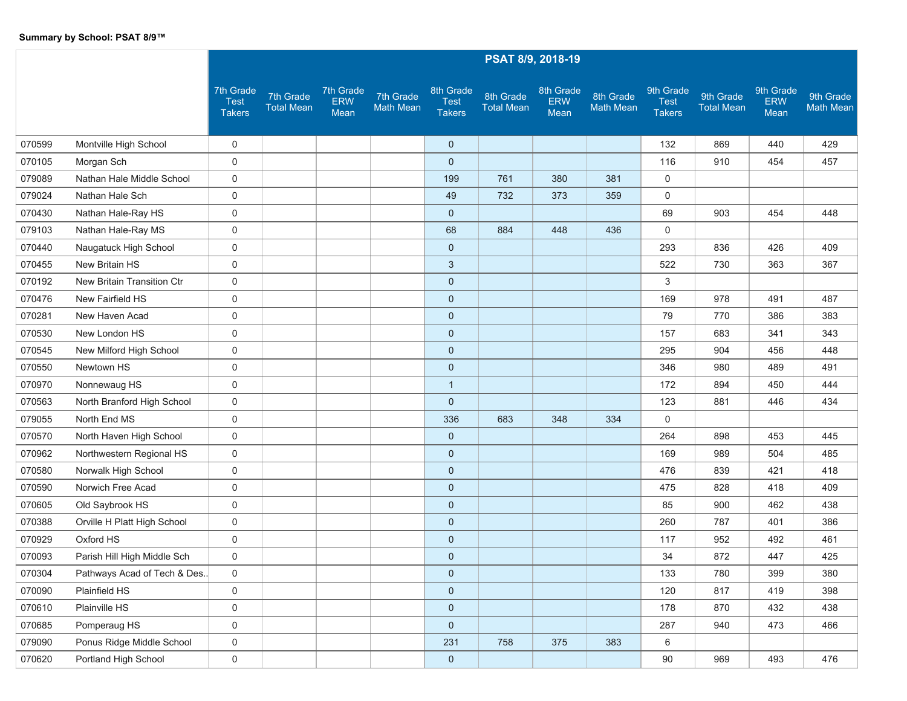**Summary by School: PSAT 8/9™**

| | | PSAT 8/9, 2018-19 | | | | | | | | | | | |
|---|---|---|---|---|---|---|---|---|---|---|---|---|---|
| | | 7th Grade Test Takers | 7th Grade Total Mean | 7th Grade ERW Mean | 7th Grade Math Mean | 8th Grade Test Takers | 8th Grade Total Mean | 8th Grade ERW Mean | 8th Grade Math Mean | 9th Grade Test Takers | 9th Grade Total Mean | 9th Grade ERW Mean | 9th Grade Math Mean |
| 070599 | Montville High School | 0 | | | | 0 | | | | 132 | 869 | 440 | 429 |
| 070105 | Morgan Sch | 0 | | | | 0 | | | | 116 | 910 | 454 | 457 |
| 079089 | Nathan Hale Middle School | 0 | | | | 199 | 761 | 380 | 381 | 0 | | | |
| 079024 | Nathan Hale Sch | 0 | | | | 49 | 732 | 373 | 359 | 0 | | | |
| 070430 | Nathan Hale-Ray HS | 0 | | | | 0 | | | | 69 | 903 | 454 | 448 |
| 079103 | Nathan Hale-Ray MS | 0 | | | | 68 | 884 | 448 | 436 | 0 | | | |
| 070440 | Naugatuck High School | 0 | | | | 0 | | | | 293 | 836 | 426 | 409 |
| 070455 | New Britain HS | 0 | | | | 3 | | | | 522 | 730 | 363 | 367 |
| 070192 | New Britain Transition Ctr | 0 | | | | 0 | | | | 3 | | | |
| 070476 | New Fairfield HS | 0 | | | | 0 | | | | 169 | 978 | 491 | 487 |
| 070281 | New Haven Acad | 0 | | | | 0 | | | | 79 | 770 | 386 | 383 |
| 070530 | New London HS | 0 | | | | 0 | | | | 157 | 683 | 341 | 343 |
| 070545 | New Milford High School | 0 | | | | 0 | | | | 295 | 904 | 456 | 448 |
| 070550 | Newtown HS | 0 | | | | 0 | | | | 346 | 980 | 489 | 491 |
| 070970 | Nonnewaug HS | 0 | | | | 1 | | | | 172 | 894 | 450 | 444 |
| 070563 | North Branford High School | 0 | | | | 0 | | | | 123 | 881 | 446 | 434 |
| 079055 | North End MS | 0 | | | | 336 | 683 | 348 | 334 | 0 | | | |
| 070570 | North Haven High School | 0 | | | | 0 | | | | 264 | 898 | 453 | 445 |
| 070962 | Northwestern Regional HS | 0 | | | | 0 | | | | 169 | 989 | 504 | 485 |
| 070580 | Norwalk High School | 0 | | | | 0 | | | | 476 | 839 | 421 | 418 |
| 070590 | Norwich Free Acad | 0 | | | | 0 | | | | 475 | 828 | 418 | 409 |
| 070605 | Old Saybrook HS | 0 | | | | 0 | | | | 85 | 900 | 462 | 438 |
| 070388 | Orville H Platt High School | 0 | | | | 0 | | | | 260 | 787 | 401 | 386 |
| 070929 | Oxford HS | 0 | | | | 0 | | | | 117 | 952 | 492 | 461 |
| 070093 | Parish Hill High Middle Sch | 0 | | | | 0 | | | | 34 | 872 | 447 | 425 |
| 070304 | Pathways Acad of Tech & Des.. | 0 | | | | 0 | | | | 133 | 780 | 399 | 380 |
| 070090 | Plainfield HS | 0 | | | | 0 | | | | 120 | 817 | 419 | 398 |
| 070610 | Plainville HS | 0 | | | | 0 | | | | 178 | 870 | 432 | 438 |
| 070685 | Pomperaug HS | 0 | | | | 0 | | | | 287 | 940 | 473 | 466 |
| 079090 | Ponus Ridge Middle School | 0 | | | | 231 | 758 | 375 | 383 | 6 | | | |
| 070620 | Portland High School | 0 | | | | 0 | | | | 90 | 969 | 493 | 476 |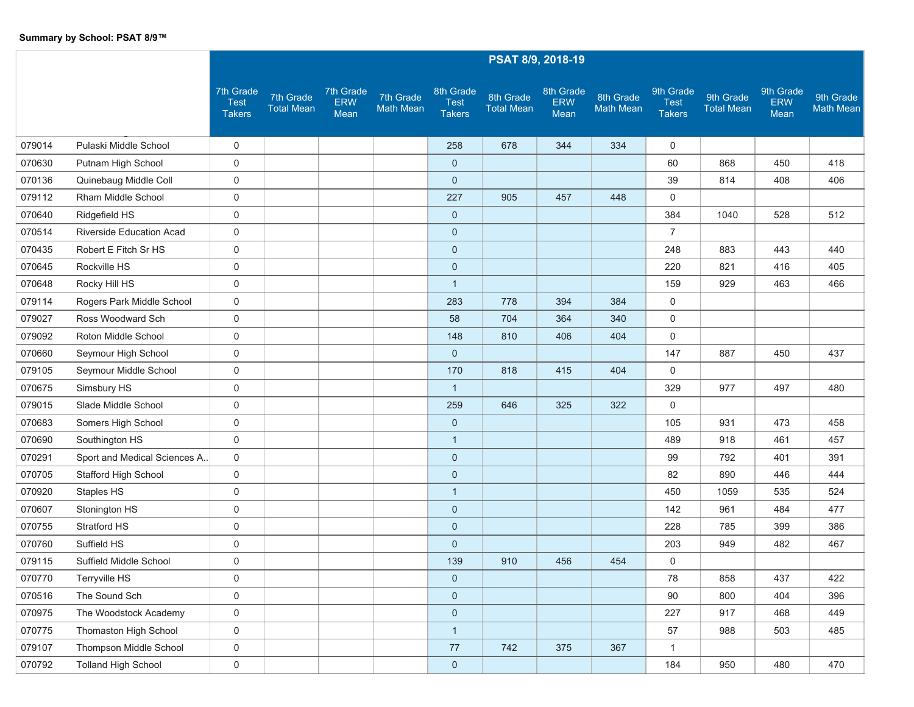**Summary by School: PSAT 8/9™**

| | | PSAT 8/9, 2018-19 | | | | | | | | | | | |
|---|---|---|---|---|---|---|---|---|---|---|---|---|---|
| | | 7th Grade Test Takers | 7th Grade Total Mean | 7th Grade ERW Mean | 7th Grade Math Mean | 8th Grade Test Takers | 8th Grade Total Mean | 8th Grade ERW Mean | 8th Grade Math Mean | 9th Grade Test Takers | 9th Grade Total Mean | 9th Grade ERW Mean | 9th Grade Math Mean |
| 079014 | Pulaski Middle School | 0 | | | | 258 | 678 | 344 | 334 | 0 | | | |
| 070630 | Putnam High School | 0 | | | | 0 | | | | 60 | 868 | 450 | 418 |
| 070136 | Quinebaug Middle Coll | 0 | | | | 0 | | | | 39 | 814 | 408 | 406 |
| 079112 | Rham Middle School | 0 | | | | 227 | 905 | 457 | 448 | 0 | | | |
| 070640 | Ridgefield HS | 0 | | | | 0 | | | | 384 | 1040 | 528 | 512 |
| 070514 | Riverside Education Acad | 0 | | | | 0 | | | | 7 | | | |
| 070435 | Robert E Fitch Sr HS | 0 | | | | 0 | | | | 248 | 883 | 443 | 440 |
| 070645 | Rockville HS | 0 | | | | 0 | | | | 220 | 821 | 416 | 405 |
| 070648 | Rocky Hill HS | 0 | | | | 1 | | | | 159 | 929 | 463 | 466 |
| 079114 | Rogers Park Middle School | 0 | | | | 283 | 778 | 394 | 384 | 0 | | | |
| 079027 | Ross Woodward Sch | 0 | | | | 58 | 704 | 364 | 340 | 0 | | | |
| 079092 | Roton Middle School | 0 | | | | 148 | 810 | 406 | 404 | 0 | | | |
| 070660 | Seymour High School | 0 | | | | 0 | | | | 147 | 887 | 450 | 437 |
| 079105 | Seymour Middle School | 0 | | | | 170 | 818 | 415 | 404 | 0 | | | |
| 070675 | Simsbury HS | 0 | | | | 1 | | | | 329 | 977 | 497 | 480 |
| 079015 | Slade Middle School | 0 | | | | 259 | 646 | 325 | 322 | 0 | | | |
| 070683 | Somers High School | 0 | | | | 0 | | | | 105 | 931 | 473 | 458 |
| 070690 | Southington HS | 0 | | | | 1 | | | | 489 | 918 | 461 | 457 |
| 070291 | Sport and Medical Sciences A.. | 0 | | | | 0 | | | | 99 | 792 | 401 | 391 |
| 070705 | Stafford High School | 0 | | | | 0 | | | | 82 | 890 | 446 | 444 |
| 070920 | Staples HS | 0 | | | | 1 | | | | 450 | 1059 | 535 | 524 |
| 070607 | Stonington HS | 0 | | | | 0 | | | | 142 | 961 | 484 | 477 |
| 070755 | Stratford HS | 0 | | | | 0 | | | | 228 | 785 | 399 | 386 |
| 070760 | Suffield HS | 0 | | | | 0 | | | | 203 | 949 | 482 | 467 |
| 079115 | Suffield Middle School | 0 | | | | 139 | 910 | 456 | 454 | 0 | | | |
| 070770 | Terryville HS | 0 | | | | 0 | | | | 78 | 858 | 437 | 422 |
| 070516 | The Sound Sch | 0 | | | | 0 | | | | 90 | 800 | 404 | 396 |
| 070975 | The Woodstock Academy | 0 | | | | 0 | | | | 227 | 917 | 468 | 449 |
| 070775 | Thomaston High School | 0 | | | | 1 | | | | 57 | 988 | 503 | 485 |
| 079107 | Thompson Middle School | 0 | | | | 77 | 742 | 375 | 367 | 1 | | | |
| 070792 | Tolland High School | 0 | | | | 0 | | | | 184 | 950 | 480 | 470 |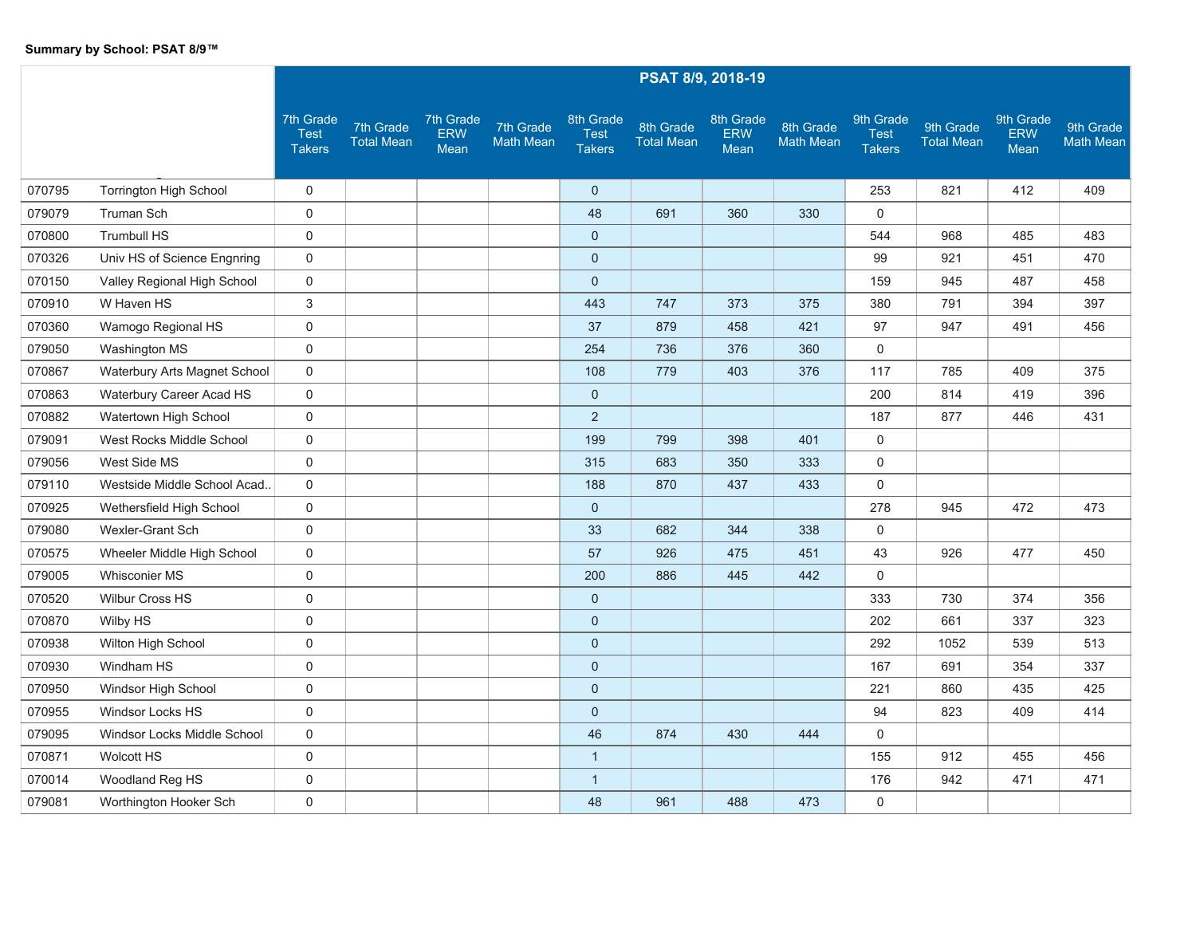**Summary by School: PSAT 8/9™**

| | | PSAT 8/9, 2018-19 | | | | | | | | | | | |
|---|---|---|---|---|---|---|---|---|---|---|---|---|---|
| | | 7th Grade Test Takers | 7th Grade Total Mean | 7th Grade ERW Mean | 7th Grade Math Mean | 8th Grade Test Takers | 8th Grade Total Mean | 8th Grade ERW Mean | 8th Grade Math Mean | 9th Grade Test Takers | 9th Grade Total Mean | 9th Grade ERW Mean | 9th Grade Math Mean |
| 070795 | Torrington High School | 0 | | | | 0 | | | | 253 | 821 | 412 | 409 |
| 079079 | Truman Sch | 0 | | | | 48 | 691 | 360 | 330 | 0 | | | |
| 070800 | Trumbull HS | 0 | | | | 0 | | | | 544 | 968 | 485 | 483 |
| 070326 | Univ HS of Science Engnring | 0 | | | | 0 | | | | 99 | 921 | 451 | 470 |
| 070150 | Valley Regional High School | 0 | | | | 0 | | | | 159 | 945 | 487 | 458 |
| 070910 | W Haven HS | 3 | | | | 443 | 747 | 373 | 375 | 380 | 791 | 394 | 397 |
| 070360 | Wamogo Regional HS | 0 | | | | 37 | 879 | 458 | 421 | 97 | 947 | 491 | 456 |
| 079050 | Washington MS | 0 | | | | 254 | 736 | 376 | 360 | 0 | | | |
| 070867 | Waterbury Arts Magnet School | 0 | | | | 108 | 779 | 403 | 376 | 117 | 785 | 409 | 375 |
| 070863 | Waterbury Career Acad HS | 0 | | | | 0 | | | | 200 | 814 | 419 | 396 |
| 070882 | Watertown High School | 0 | | | | 2 | | | | 187 | 877 | 446 | 431 |
| 079091 | West Rocks Middle School | 0 | | | | 199 | 799 | 398 | 401 | 0 | | | |
| 079056 | West Side MS | 0 | | | | 315 | 683 | 350 | 333 | 0 | | | |
| 079110 | Westside Middle School Acad.. | 0 | | | | 188 | 870 | 437 | 433 | 0 | | | |
| 070925 | Wethersfield High School | 0 | | | | 0 | | | | 278 | 945 | 472 | 473 |
| 079080 | Wexler-Grant Sch | 0 | | | | 33 | 682 | 344 | 338 | 0 | | | |
| 070575 | Wheeler Middle High School | 0 | | | | 57 | 926 | 475 | 451 | 43 | 926 | 477 | 450 |
| 079005 | Whisconier MS | 0 | | | | 200 | 886 | 445 | 442 | 0 | | | |
| 070520 | Wilbur Cross HS | 0 | | | | 0 | | | | 333 | 730 | 374 | 356 |
| 070870 | Wilby HS | 0 | | | | 0 | | | | 202 | 661 | 337 | 323 |
| 070938 | Wilton High School | 0 | | | | 0 | | | | 292 | 1052 | 539 | 513 |
| 070930 | Windham HS | 0 | | | | 0 | | | | 167 | 691 | 354 | 337 |
| 070950 | Windsor High School | 0 | | | | 0 | | | | 221 | 860 | 435 | 425 |
| 070955 | Windsor Locks HS | 0 | | | | 0 | | | | 94 | 823 | 409 | 414 |
| 079095 | Windsor Locks Middle School | 0 | | | | 46 | 874 | 430 | 444 | 0 | | | |
| 070871 | Wolcott HS | 0 | | | | 1 | | | | 155 | 912 | 455 | 456 |
| 070014 | Woodland Reg HS | 0 | | | | 1 | | | | 176 | 942 | 471 | 471 |
| 079081 | Worthington Hooker Sch | 0 | | | | 48 | 961 | 488 | 473 | 0 | | | |